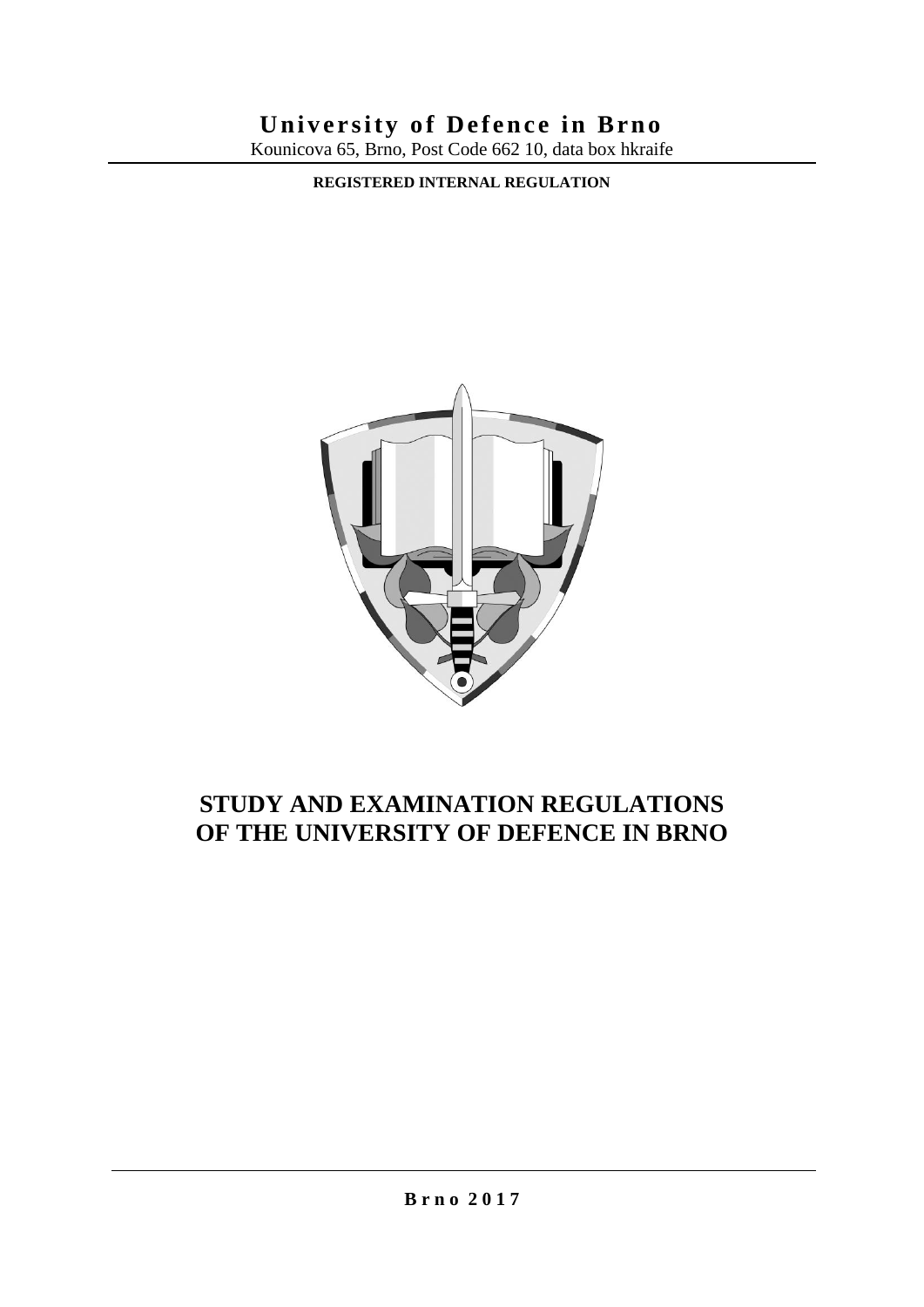# University of Defence in Brno

Kounicova 65, Brno, Post Code 662 10, data box hkraife

**REGISTERED INTERNAL REGULATION**

# STUDY AND EXAMINATION REGULATIONS OF THE UNIVERSITY OF DEFENCE IN BRNO

**Brno 2017**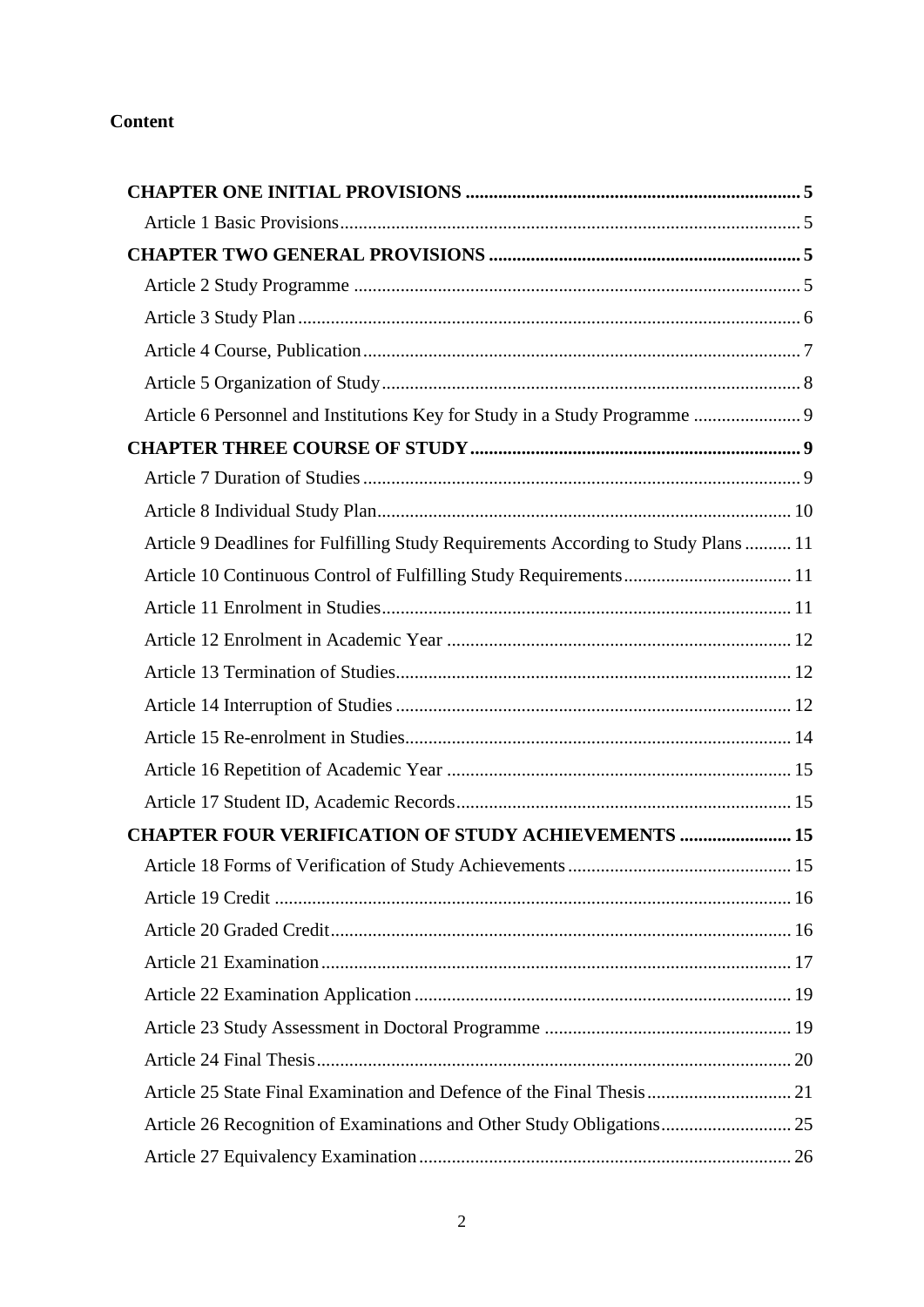**Content**

**CHAPTER ONE INITIAL PROVISIONS** ........ 5

Article 1 Basic Provisions ........ 5

**CHAPTER TWO GENERAL PROVISIONS** ........ 5

Article 2 Study Programme ........ 5

Article 3 Study Plan ........ 6

Article 4 Course, Publication ........ 7

Article 5 Organization of Study ........ 8

Article 6 Personnel and Institutions Key for Study in a Study Programme ........ 9

**CHAPTER THREE COURSE OF STUDY** ........ 9

Article 7 Duration of Studies ........ 9

Article 8 Individual Study Plan ........ 10

Article 9 Deadlines for Fulfilling Study Requirements According to Study Plans ........ 11

Article 10 Continuous Control of Fulfilling Study Requirements ........ 11

Article 11 Enrolment in Studies ........ 11

Article 12 Enrolment in Academic Year ........ 12

Article 13 Termination of Studies ........ 12

Article 14 Interruption of Studies ........ 12

Article 15 Re-enrolment in Studies ........ 14

Article 16 Repetition of Academic Year ........ 15

Article 17 Student ID, Academic Records ........ 15

**CHAPTER FOUR VERIFICATION OF STUDY ACHIEVEMENTS** ........ 15

Article 18 Forms of Verification of Study Achievements ........ 15

Article 19 Credit ........ 16

Article 20 Graded Credit ........ 16

Article 21 Examination ........ 17

Article 22 Examination Application ........ 19

Article 23 Study Assessment in Doctoral Programme ........ 19

Article 24 Final Thesis ........ 20

Article 25 State Final Examination and Defence of the Final Thesis ........ 21

Article 26 Recognition of Examinations and Other Study Obligations ........ 25

Article 27 Equivalency Examination ........ 26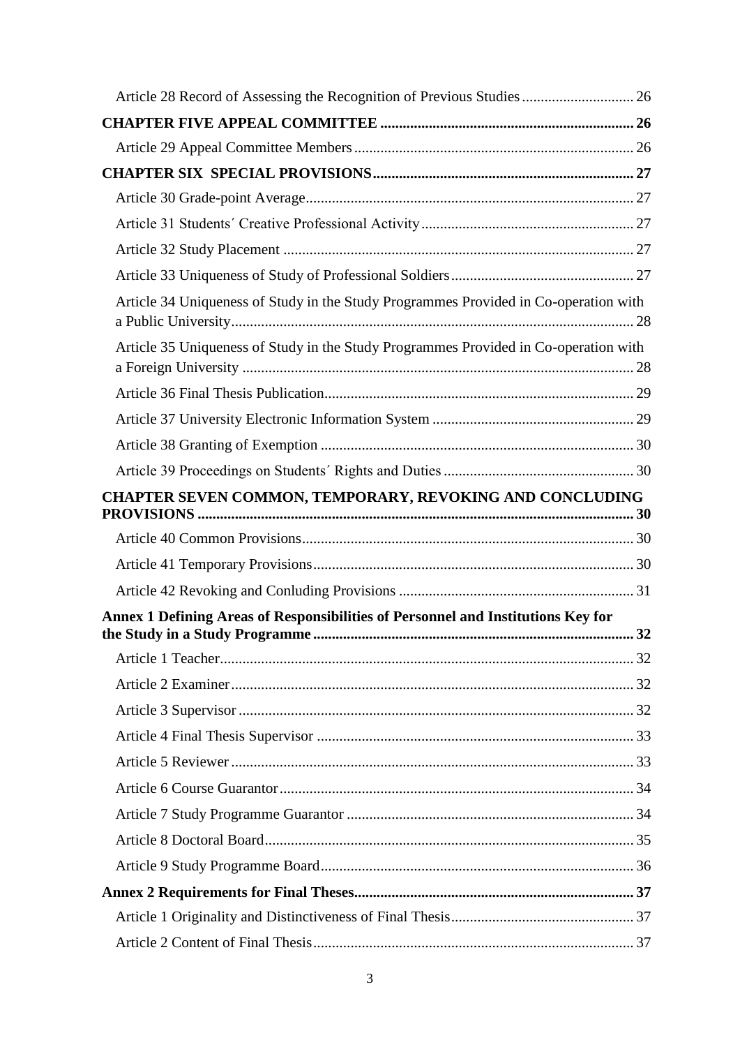Article 28 Record of Assessing the Recognition of Previous Studies ... 26

**CHAPTER FIVE APPEAL COMMITTEE ... 26**

Article 29 Appeal Committee Members ... 26

**CHAPTER SIX SPECIAL PROVISIONS ... 27**

Article 30 Grade-point Average ... 27

Article 31 Students´ Creative Professional Activity ... 27

Article 32 Study Placement ... 27

Article 33 Uniqueness of Study of Professional Soldiers ... 27

Article 34 Uniqueness of Study in the Study Programmes Provided in Co-operation with a Public University ... 28

Article 35 Uniqueness of Study in the Study Programmes Provided in Co-operation with a Foreign University ... 28

Article 36 Final Thesis Publication ... 29

Article 37 University Electronic Information System ... 29

Article 38 Granting of Exemption ... 30

Article 39 Proceedings on Students´ Rights and Duties ... 30

**CHAPTER SEVEN COMMON, TEMPORARY, REVOKING AND CONCLUDING PROVISIONS ... 30**

Article 40 Common Provisions ... 30

Article 41 Temporary Provisions ... 30

Article 42 Revoking and Conluding Provisions ... 31

**Annex 1 Defining Areas of Responsibilities of Personnel and Institutions Key for the Study in a Study Programme ... 32**

Article 1 Teacher ... 32

Article 2 Examiner ... 32

Article 3 Supervisor ... 32

Article 4 Final Thesis Supervisor ... 33

Article 5 Reviewer ... 33

Article 6 Course Guarantor ... 34

Article 7 Study Programme Guarantor ... 34

Article 8 Doctoral Board ... 35

Article 9 Study Programme Board ... 36

**Annex 2 Requirements for Final Theses ... 37**

Article 1 Originality and Distinctiveness of Final Thesis ... 37

Article 2 Content of Final Thesis ... 37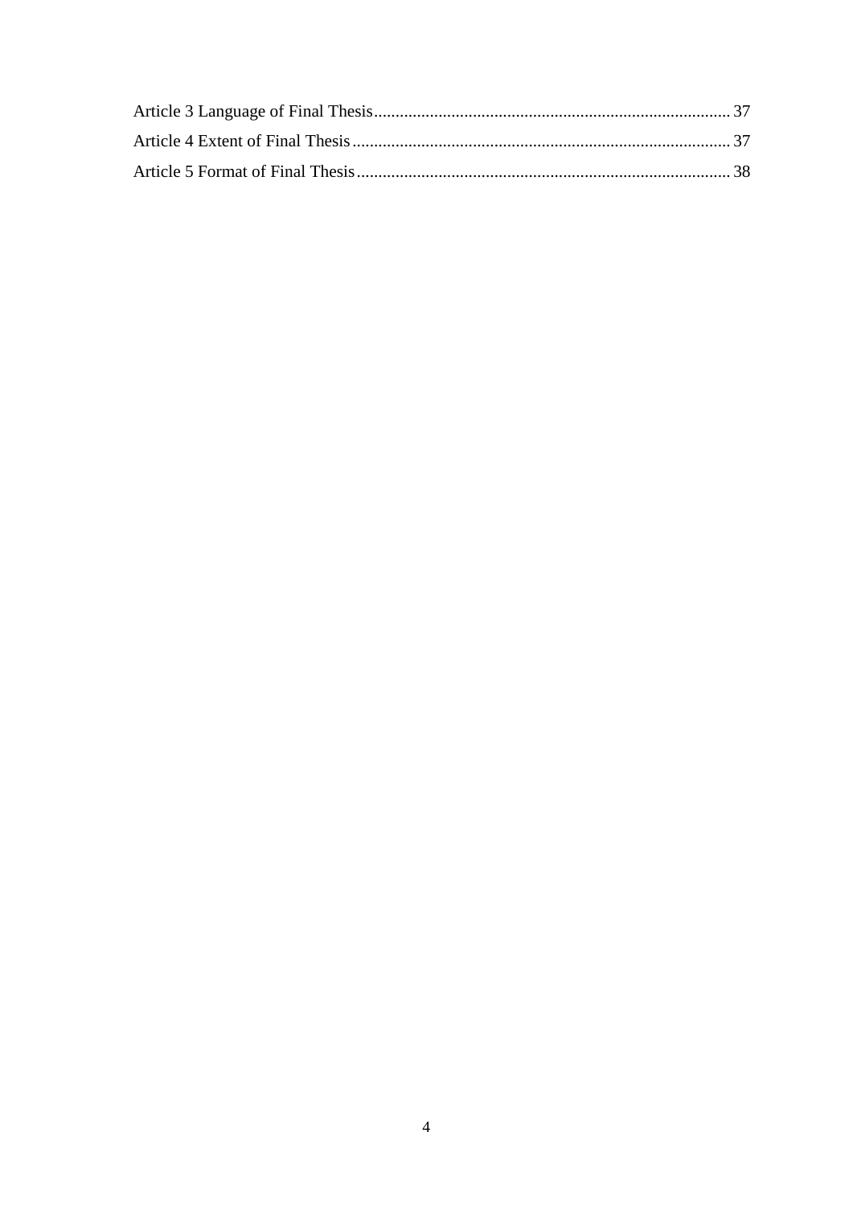Article 3 Language of Final Thesis ........................................................................ 37

Article 4 Extent of Final Thesis ............................................................................ 37

Article 5 Format of Final Thesis ........................................................................... 38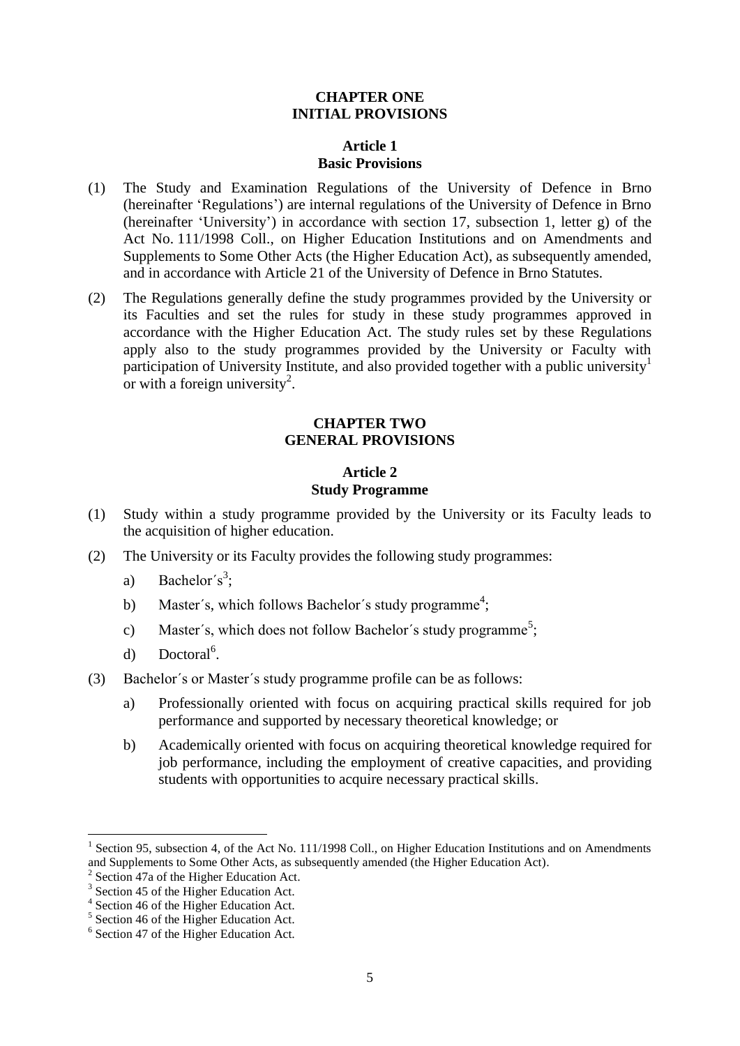## CHAPTER ONE
## INITIAL PROVISIONS

### Article 1
### Basic Provisions

(1) The Study and Examination Regulations of the University of Defence in Brno (hereinafter 'Regulations') are internal regulations of the University of Defence in Brno (hereinafter 'University') in accordance with section 17, subsection 1, letter g) of the Act No. 111/1998 Coll., on Higher Education Institutions and on Amendments and Supplements to Some Other Acts (the Higher Education Act), as subsequently amended, and in accordance with Article 21 of the University of Defence in Brno Statutes.

(2) The Regulations generally define the study programmes provided by the University or its Faculties and set the rules for study in these study programmes approved in accordance with the Higher Education Act. The study rules set by these Regulations apply also to the study programmes provided by the University or Faculty with participation of University Institute, and also provided together with a public university[1] or with a foreign university[2].

## CHAPTER TWO
## GENERAL PROVISIONS

### Article 2
### Study Programme

(1) Study within a study programme provided by the University or its Faculty leads to the acquisition of higher education.

(2) The University or its Faculty provides the following study programmes:

   a) Bachelor´s[3];

   b) Master´s, which follows Bachelor´s study programme[4];

   c) Master´s, which does not follow Bachelor´s study programme[5];

   d) Doctoral[6].

(3) Bachelor´s or Master´s study programme profile can be as follows:

   a) Professionally oriented with focus on acquiring practical skills required for job performance and supported by necessary theoretical knowledge; or

   b) Academically oriented with focus on acquiring theoretical knowledge required for job performance, including the employment of creative capacities, and providing students with opportunities to acquire necessary practical skills.

---

[1] Section 95, subsection 4, of the Act No. 111/1998 Coll., on Higher Education Institutions and on Amendments and Supplements to Some Other Acts, as subsequently amended (the Higher Education Act).

[2] Section 47a of the Higher Education Act.

[3] Section 45 of the Higher Education Act.

[4] Section 46 of the Higher Education Act.

[5] Section 46 of the Higher Education Act.

[6] Section 47 of the Higher Education Act.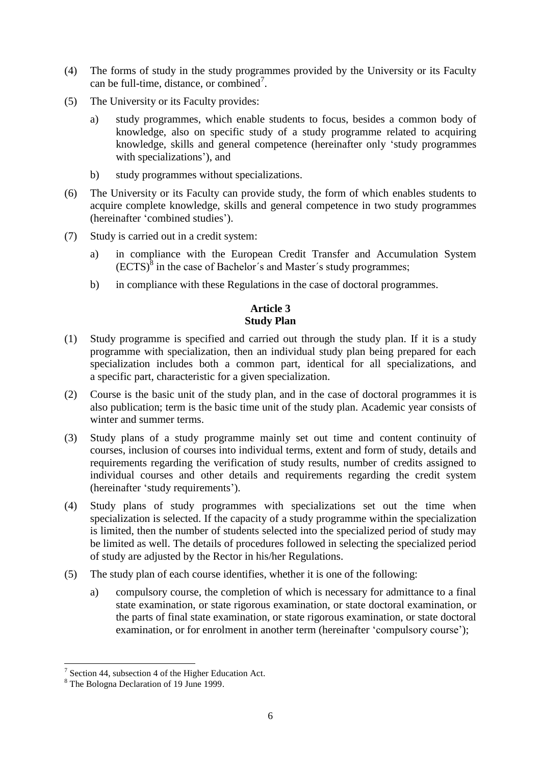(4) The forms of study in the study programmes provided by the University or its Faculty can be full-time, distance, or combined[7].

(5) The University or its Faculty provides:

   a) study programmes, which enable students to focus, besides a common body of knowledge, also on specific study of a study programme related to acquiring knowledge, skills and general competence (hereinafter only 'study programmes with specializations'), and

   b) study programmes without specializations.

(6) The University or its Faculty can provide study, the form of which enables students to acquire complete knowledge, skills and general competence in two study programmes (hereinafter 'combined studies').

(7) Study is carried out in a credit system:

   a) in compliance with the European Credit Transfer and Accumulation System (ECTS)[8] in the case of Bachelor´s and Master´s study programmes;

   b) in compliance with these Regulations in the case of doctoral programmes.

### Article 3
### Study Plan

(1) Study programme is specified and carried out through the study plan. If it is a study programme with specialization, then an individual study plan being prepared for each specialization includes both a common part, identical for all specializations, and a specific part, characteristic for a given specialization.

(2) Course is the basic unit of the study plan, and in the case of doctoral programmes it is also publication; term is the basic time unit of the study plan. Academic year consists of winter and summer terms.

(3) Study plans of a study programme mainly set out time and content continuity of courses, inclusion of courses into individual terms, extent and form of study, details and requirements regarding the verification of study results, number of credits assigned to individual courses and other details and requirements regarding the credit system (hereinafter 'study requirements').

(4) Study plans of study programmes with specializations set out the time when specialization is selected. If the capacity of a study programme within the specialization is limited, then the number of students selected into the specialized period of study may be limited as well. The details of procedures followed in selecting the specialized period of study are adjusted by the Rector in his/her Regulations.

(5) The study plan of each course identifies, whether it is one of the following:

   a) compulsory course, the completion of which is necessary for admittance to a final state examination, or state rigorous examination, or state doctoral examination, or the parts of final state examination, or state rigorous examination, or state doctoral examination, or for enrolment in another term (hereinafter 'compulsory course');

---

[7] Section 44, subsection 4 of the Higher Education Act.

[8] The Bologna Declaration of 19 June 1999.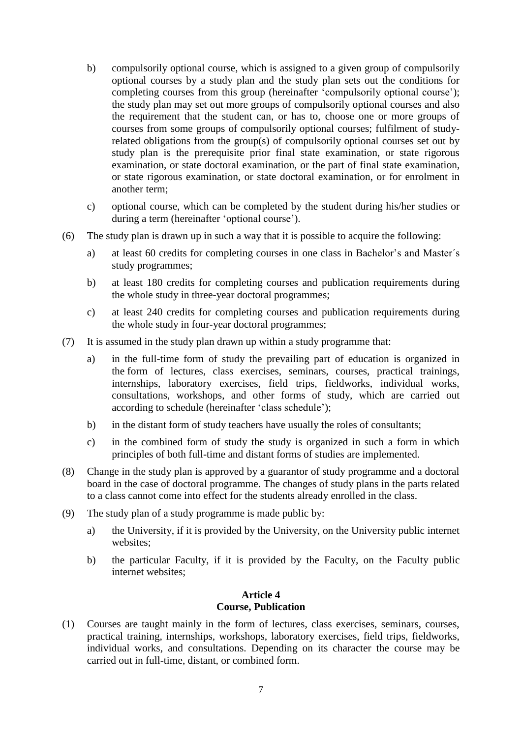b) compulsorily optional course, which is assigned to a given group of compulsorily optional courses by a study plan and the study plan sets out the conditions for completing courses from this group (hereinafter 'compulsorily optional course'); the study plan may set out more groups of compulsorily optional courses and also the requirement that the student can, or has to, choose one or more groups of courses from some groups of compulsorily optional courses; fulfilment of study-related obligations from the group(s) of compulsorily optional courses set out by study plan is the prerequisite prior final state examination, or state rigorous examination, or state doctoral examination, or the part of final state examination, or state rigorous examination, or state doctoral examination, or for enrolment in another term;

c) optional course, which can be completed by the student during his/her studies or during a term (hereinafter 'optional course').

(6) The study plan is drawn up in such a way that it is possible to acquire the following:

a) at least 60 credits for completing courses in one class in Bachelor's and Master´s study programmes;

b) at least 180 credits for completing courses and publication requirements during the whole study in three-year doctoral programmes;

c) at least 240 credits for completing courses and publication requirements during the whole study in four-year doctoral programmes;

(7) It is assumed in the study plan drawn up within a study programme that:

a) in the full-time form of study the prevailing part of education is organized in the form of lectures, class exercises, seminars, courses, practical trainings, internships, laboratory exercises, field trips, fieldworks, individual works, consultations, workshops, and other forms of study, which are carried out according to schedule (hereinafter 'class schedule');

b) in the distant form of study teachers have usually the roles of consultants;

c) in the combined form of study the study is organized in such a form in which principles of both full-time and distant forms of studies are implemented.

(8) Change in the study plan is approved by a guarantor of study programme and a doctoral board in the case of doctoral programme. The changes of study plans in the parts related to a class cannot come into effect for the students already enrolled in the class.

(9) The study plan of a study programme is made public by:

a) the University, if it is provided by the University, on the University public internet websites;

b) the particular Faculty, if it is provided by the Faculty, on the Faculty public internet websites;

### Article 4
### Course, Publication

(1) Courses are taught mainly in the form of lectures, class exercises, seminars, courses, practical training, internships, workshops, laboratory exercises, field trips, fieldworks, individual works, and consultations. Depending on its character the course may be carried out in full-time, distant, or combined form.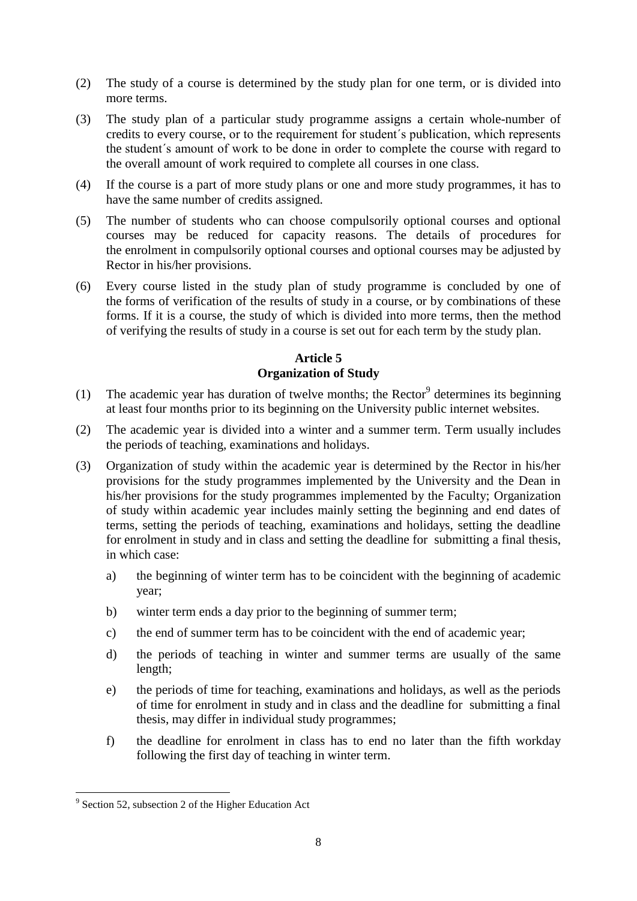(2) The study of a course is determined by the study plan for one term, or is divided into more terms.

(3) The study plan of a particular study programme assigns a certain whole-number of credits to every course, or to the requirement for student´s publication, which represents the student´s amount of work to be done in order to complete the course with regard to the overall amount of work required to complete all courses in one class.

(4) If the course is a part of more study plans or one and more study programmes, it has to have the same number of credits assigned.

(5) The number of students who can choose compulsorily optional courses and optional courses may be reduced for capacity reasons. The details of procedures for the enrolment in compulsorily optional courses and optional courses may be adjusted by Rector in his/her provisions.

(6) Every course listed in the study plan of study programme is concluded by one of the forms of verification of the results of study in a course, or by combinations of these forms. If it is a course, the study of which is divided into more terms, then the method of verifying the results of study in a course is set out for each term by the study plan.

### Article 5
### Organization of Study

(1) The academic year has duration of twelve months; the Rector[9] determines its beginning at least four months prior to its beginning on the University public internet websites.

(2) The academic year is divided into a winter and a summer term. Term usually includes the periods of teaching, examinations and holidays.

(3) Organization of study within the academic year is determined by the Rector in his/her provisions for the study programmes implemented by the University and the Dean in his/her provisions for the study programmes implemented by the Faculty; Organization of study within academic year includes mainly setting the beginning and end dates of terms, setting the periods of teaching, examinations and holidays, setting the deadline for enrolment in study and in class and setting the deadline for submitting a final thesis, in which case:

   a) the beginning of winter term has to be coincident with the beginning of academic year;

   b) winter term ends a day prior to the beginning of summer term;

   c) the end of summer term has to be coincident with the end of academic year;

   d) the periods of teaching in winter and summer terms are usually of the same length;

   e) the periods of time for teaching, examinations and holidays, as well as the periods of time for enrolment in study and in class and the deadline for submitting a final thesis, may differ in individual study programmes;

   f) the deadline for enrolment in class has to end no later than the fifth workday following the first day of teaching in winter term.

---

[9] Section 52, subsection 2 of the Higher Education Act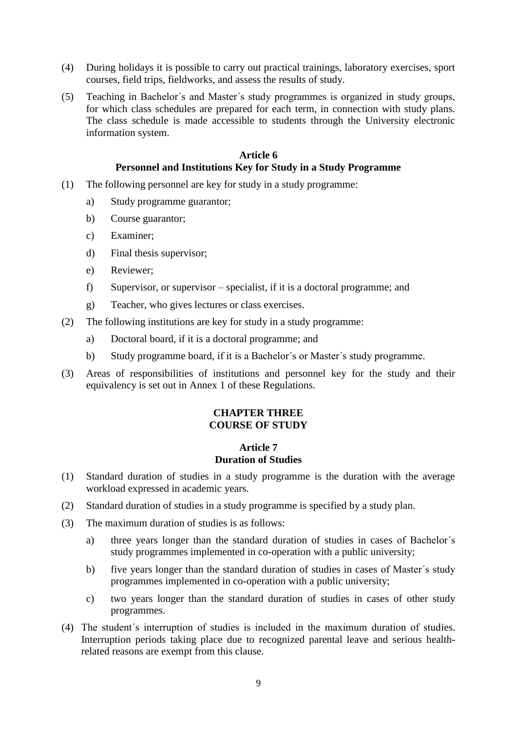(4) During holidays it is possible to carry out practical trainings, laboratory exercises, sport courses, field trips, fieldworks, and assess the results of study.

(5) Teaching in Bachelor´s and Master´s study programmes is organized in study groups, for which class schedules are prepared for each term, in connection with study plans. The class schedule is made accessible to students through the University electronic information system.

### Article 6
### Personnel and Institutions Key for Study in a Study Programme

(1) The following personnel are key for study in a study programme:

   a) Study programme guarantor;

   b) Course guarantor;

   c) Examiner;

   d) Final thesis supervisor;

   e) Reviewer;

   f) Supervisor, or supervisor – specialist, if it is a doctoral programme; and

   g) Teacher, who gives lectures or class exercises.

(2) The following institutions are key for study in a study programme:

   a) Doctoral board, if it is a doctoral programme; and

   b) Study programme board, if it is a Bachelor´s or Master´s study programme.

(3) Areas of responsibilities of institutions and personnel key for the study and their equivalency is set out in Annex 1 of these Regulations.

## CHAPTER THREE
## COURSE OF STUDY

### Article 7
### Duration of Studies

(1) Standard duration of studies in a study programme is the duration with the average workload expressed in academic years.

(2) Standard duration of studies in a study programme is specified by a study plan.

(3) The maximum duration of studies is as follows:

   a) three years longer than the standard duration of studies in cases of Bachelor´s study programmes implemented in co-operation with a public university;

   b) five years longer than the standard duration of studies in cases of Master´s study programmes implemented in co-operation with a public university;

   c) two years longer than the standard duration of studies in cases of other study programmes.

(4) The student´s interruption of studies is included in the maximum duration of studies. Interruption periods taking place due to recognized parental leave and serious health-related reasons are exempt from this clause.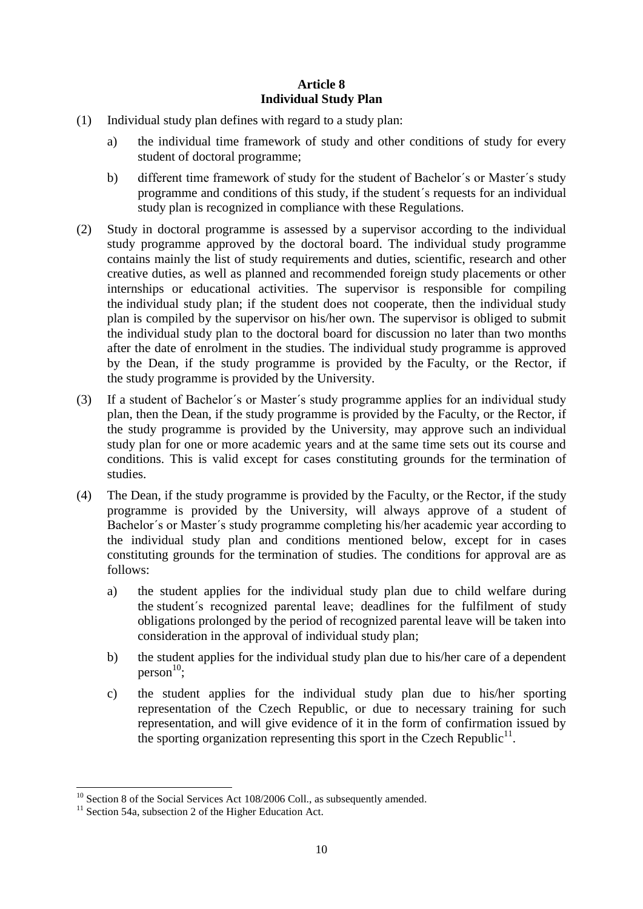**Article 8**
**Individual Study Plan**

(1) Individual study plan defines with regard to a study plan:

a) the individual time framework of study and other conditions of study for every student of doctoral programme;

b) different time framework of study for the student of Bachelor´s or Master´s study programme and conditions of this study, if the student´s requests for an individual study plan is recognized in compliance with these Regulations.

(2) Study in doctoral programme is assessed by a supervisor according to the individual study programme approved by the doctoral board. The individual study programme contains mainly the list of study requirements and duties, scientific, research and other creative duties, as well as planned and recommended foreign study placements or other internships or educational activities. The supervisor is responsible for compiling the individual study plan; if the student does not cooperate, then the individual study plan is compiled by the supervisor on his/her own. The supervisor is obliged to submit the individual study plan to the doctoral board for discussion no later than two months after the date of enrolment in the studies. The individual study programme is approved by the Dean, if the study programme is provided by the Faculty, or the Rector, if the study programme is provided by the University.

(3) If a student of Bachelor´s or Master´s study programme applies for an individual study plan, then the Dean, if the study programme is provided by the Faculty, or the Rector, if the study programme is provided by the University, may approve such an individual study plan for one or more academic years and at the same time sets out its course and conditions. This is valid except for cases constituting grounds for the termination of studies.

(4) The Dean, if the study programme is provided by the Faculty, or the Rector, if the study programme is provided by the University, will always approve of a student of Bachelor´s or Master´s study programme completing his/her academic year according to the individual study plan and conditions mentioned below, except for in cases constituting grounds for the termination of studies. The conditions for approval are as follows:

a) the student applies for the individual study plan due to child welfare during the student´s recognized parental leave; deadlines for the fulfilment of study obligations prolonged by the period of recognized parental leave will be taken into consideration in the approval of individual study plan;

b) the student applies for the individual study plan due to his/her care of a dependent person[10];

c) the student applies for the individual study plan due to his/her sporting representation of the Czech Republic, or due to necessary training for such representation, and will give evidence of it in the form of confirmation issued by the sporting organization representing this sport in the Czech Republic[11].

---

[10] Section 8 of the Social Services Act 108/2006 Coll., as subsequently amended.

[11] Section 54a, subsection 2 of the Higher Education Act.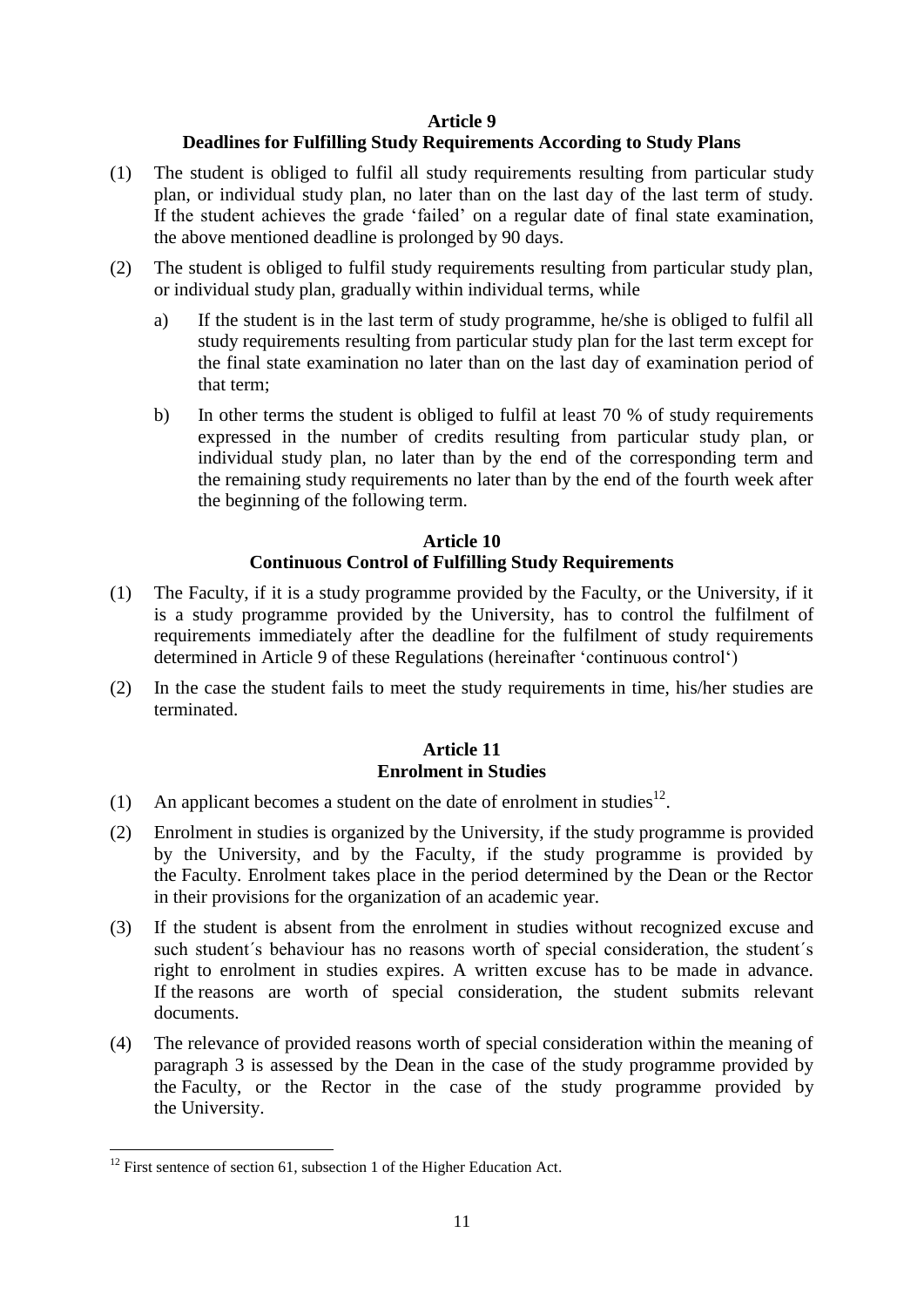## Article 9
## Deadlines for Fulfilling Study Requirements According to Study Plans

(1) The student is obliged to fulfil all study requirements resulting from particular study plan, or individual study plan, no later than on the last day of the last term of study. If the student achieves the grade 'failed' on a regular date of final state examination, the above mentioned deadline is prolonged by 90 days.

(2) The student is obliged to fulfil study requirements resulting from particular study plan, or individual study plan, gradually within individual terms, while

a) If the student is in the last term of study programme, he/she is obliged to fulfil all study requirements resulting from particular study plan for the last term except for the final state examination no later than on the last day of examination period of that term;

b) In other terms the student is obliged to fulfil at least 70 % of study requirements expressed in the number of credits resulting from particular study plan, or individual study plan, no later than by the end of the corresponding term and the remaining study requirements no later than by the end of the fourth week after the beginning of the following term.

## Article 10
## Continuous Control of Fulfilling Study Requirements

(1) The Faculty, if it is a study programme provided by the Faculty, or the University, if it is a study programme provided by the University, has to control the fulfilment of requirements immediately after the deadline for the fulfilment of study requirements determined in Article 9 of these Regulations (hereinafter 'continuous control')

(2) In the case the student fails to meet the study requirements in time, his/her studies are terminated.

## Article 11
## Enrolment in Studies

(1) An applicant becomes a student on the date of enrolment in studies[12].

(2) Enrolment in studies is organized by the University, if the study programme is provided by the University, and by the Faculty, if the study programme is provided by the Faculty. Enrolment takes place in the period determined by the Dean or the Rector in their provisions for the organization of an academic year.

(3) If the student is absent from the enrolment in studies without recognized excuse and such student´s behaviour has no reasons worth of special consideration, the student´s right to enrolment in studies expires. A written excuse has to be made in advance. If the reasons are worth of special consideration, the student submits relevant documents.

(4) The relevance of provided reasons worth of special consideration within the meaning of paragraph 3 is assessed by the Dean in the case of the study programme provided by the Faculty, or the Rector in the case of the study programme provided by the University.

---

[12] First sentence of section 61, subsection 1 of the Higher Education Act.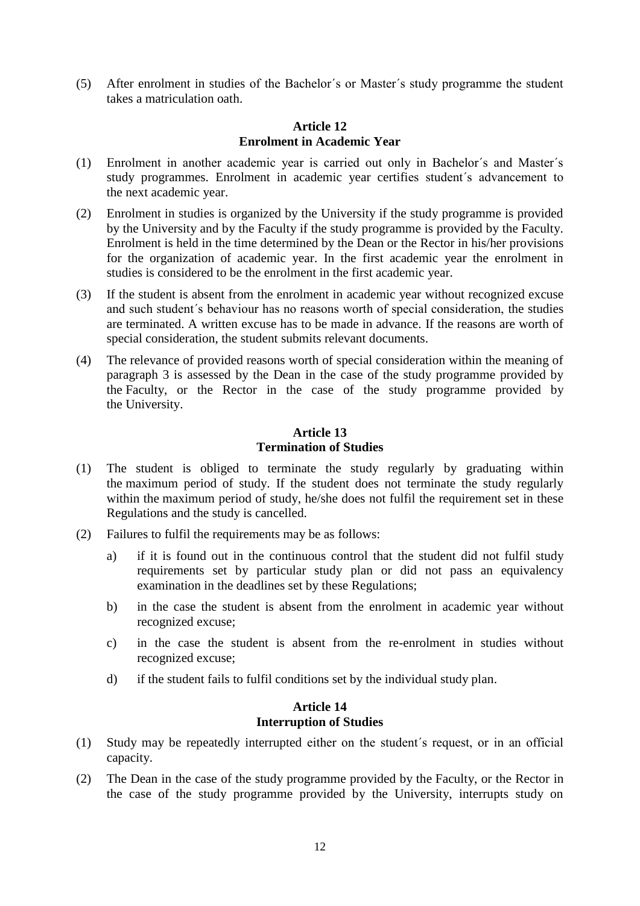(5) After enrolment in studies of the Bachelor´s or Master´s study programme the student takes a matriculation oath.

## Article 12
## Enrolment in Academic Year

(1) Enrolment in another academic year is carried out only in Bachelor´s and Master´s study programmes. Enrolment in academic year certifies student´s advancement to the next academic year.

(2) Enrolment in studies is organized by the University if the study programme is provided by the University and by the Faculty if the study programme is provided by the Faculty. Enrolment is held in the time determined by the Dean or the Rector in his/her provisions for the organization of academic year. In the first academic year the enrolment in studies is considered to be the enrolment in the first academic year.

(3) If the student is absent from the enrolment in academic year without recognized excuse and such student´s behaviour has no reasons worth of special consideration, the studies are terminated. A written excuse has to be made in advance. If the reasons are worth of special consideration, the student submits relevant documents.

(4) The relevance of provided reasons worth of special consideration within the meaning of paragraph 3 is assessed by the Dean in the case of the study programme provided by the Faculty, or the Rector in the case of the study programme provided by the University.

## Article 13
## Termination of Studies

(1) The student is obliged to terminate the study regularly by graduating within the maximum period of study. If the student does not terminate the study regularly within the maximum period of study, he/she does not fulfil the requirement set in these Regulations and the study is cancelled.

(2) Failures to fulfil the requirements may be as follows:

   a) if it is found out in the continuous control that the student did not fulfil study requirements set by particular study plan or did not pass an equivalency examination in the deadlines set by these Regulations;

   b) in the case the student is absent from the enrolment in academic year without recognized excuse;

   c) in the case the student is absent from the re-enrolment in studies without recognized excuse;

   d) if the student fails to fulfil conditions set by the individual study plan.

## Article 14
## Interruption of Studies

(1) Study may be repeatedly interrupted either on the student´s request, or in an official capacity.

(2) The Dean in the case of the study programme provided by the Faculty, or the Rector in the case of the study programme provided by the University, interrupts study on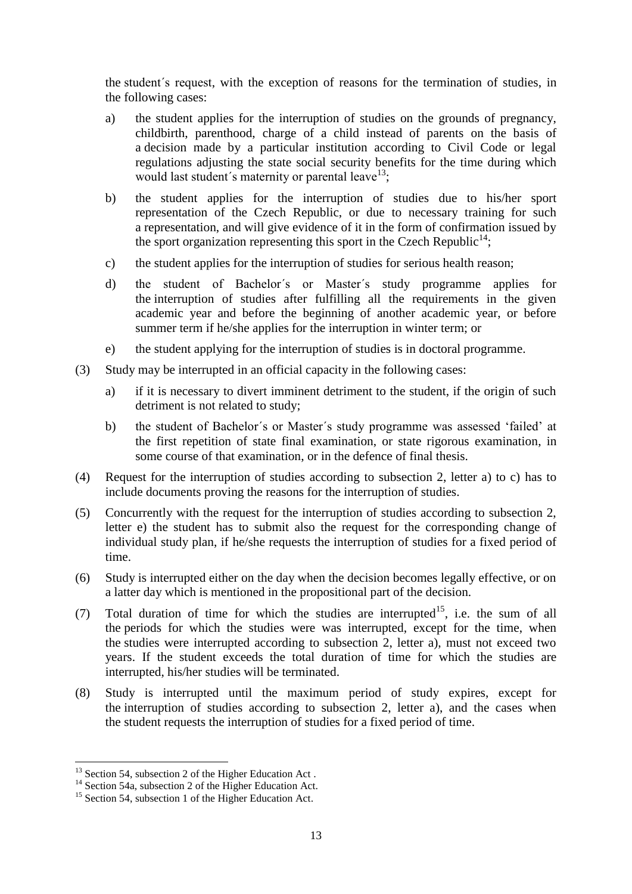the student´s request, with the exception of reasons for the termination of studies, in the following cases:

a) the student applies for the interruption of studies on the grounds of pregnancy, childbirth, parenthood, charge of a child instead of parents on the basis of a decision made by a particular institution according to Civil Code or legal regulations adjusting the state social security benefits for the time during which would last student´s maternity or parental leave[13];

b) the student applies for the interruption of studies due to his/her sport representation of the Czech Republic, or due to necessary training for such a representation, and will give evidence of it in the form of confirmation issued by the sport organization representing this sport in the Czech Republic[14];

c) the student applies for the interruption of studies for serious health reason;

d) the student of Bachelor´s or Master´s study programme applies for the interruption of studies after fulfilling all the requirements in the given academic year and before the beginning of another academic year, or before summer term if he/she applies for the interruption in winter term; or

e) the student applying for the interruption of studies is in doctoral programme.

(3) Study may be interrupted in an official capacity in the following cases:

a) if it is necessary to divert imminent detriment to the student, if the origin of such detriment is not related to study;

b) the student of Bachelor´s or Master´s study programme was assessed 'failed' at the first repetition of state final examination, or state rigorous examination, in some course of that examination, or in the defence of final thesis.

(4) Request for the interruption of studies according to subsection 2, letter a) to c) has to include documents proving the reasons for the interruption of studies.

(5) Concurrently with the request for the interruption of studies according to subsection 2, letter e) the student has to submit also the request for the corresponding change of individual study plan, if he/she requests the interruption of studies for a fixed period of time.

(6) Study is interrupted either on the day when the decision becomes legally effective, or on a latter day which is mentioned in the propositional part of the decision.

(7) Total duration of time for which the studies are interrupted[15], i.e. the sum of all the periods for which the studies were was interrupted, except for the time, when the studies were interrupted according to subsection 2, letter a), must not exceed two years. If the student exceeds the total duration of time for which the studies are interrupted, his/her studies will be terminated.

(8) Study is interrupted until the maximum period of study expires, except for the interruption of studies according to subsection 2, letter a), and the cases when the student requests the interruption of studies for a fixed period of time.

---

[13] Section 54, subsection 2 of the Higher Education Act .

[14] Section 54a, subsection 2 of the Higher Education Act.

[15] Section 54, subsection 1 of the Higher Education Act.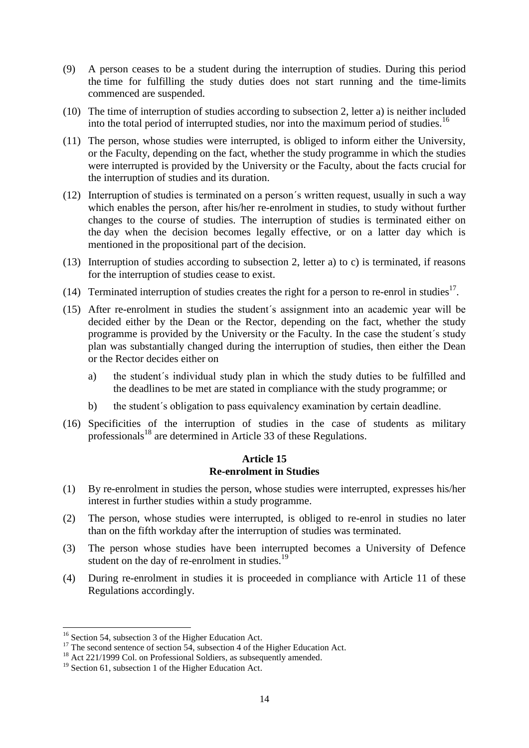(9) A person ceases to be a student during the interruption of studies. During this period the time for fulfilling the study duties does not start running and the time-limits commenced are suspended.

(10) The time of interruption of studies according to subsection 2, letter a) is neither included into the total period of interrupted studies, nor into the maximum period of studies.[16]

(11) The person, whose studies were interrupted, is obliged to inform either the University, or the Faculty, depending on the fact, whether the study programme in which the studies were interrupted is provided by the University or the Faculty, about the facts crucial for the interruption of studies and its duration.

(12) Interruption of studies is terminated on a person´s written request, usually in such a way which enables the person, after his/her re-enrolment in studies, to study without further changes to the course of studies. The interruption of studies is terminated either on the day when the decision becomes legally effective, or on a latter day which is mentioned in the propositional part of the decision.

(13) Interruption of studies according to subsection 2, letter a) to c) is terminated, if reasons for the interruption of studies cease to exist.

(14) Terminated interruption of studies creates the right for a person to re-enrol in studies[17].

(15) After re-enrolment in studies the student´s assignment into an academic year will be decided either by the Dean or the Rector, depending on the fact, whether the study programme is provided by the University or the Faculty. In the case the student´s study plan was substantially changed during the interruption of studies, then either the Dean or the Rector decides either on

   a) the student´s individual study plan in which the study duties to be fulfilled and the deadlines to be met are stated in compliance with the study programme; or

   b) the student´s obligation to pass equivalency examination by certain deadline.

(16) Specificities of the interruption of studies in the case of students as military professionals[18] are determined in Article 33 of these Regulations.

## Article 15
## Re-enrolment in Studies

(1) By re-enrolment in studies the person, whose studies were interrupted, expresses his/her interest in further studies within a study programme.

(2) The person, whose studies were interrupted, is obliged to re-enrol in studies no later than on the fifth workday after the interruption of studies was terminated.

(3) The person whose studies have been interrupted becomes a University of Defence student on the day of re-enrolment in studies.[19]

(4) During re-enrolment in studies it is proceeded in compliance with Article 11 of these Regulations accordingly.

---

[16] Section 54, subsection 3 of the Higher Education Act.

[17] The second sentence of section 54, subsection 4 of the Higher Education Act.

[18] Act 221/1999 Col. on Professional Soldiers, as subsequently amended.

[19] Section 61, subsection 1 of the Higher Education Act.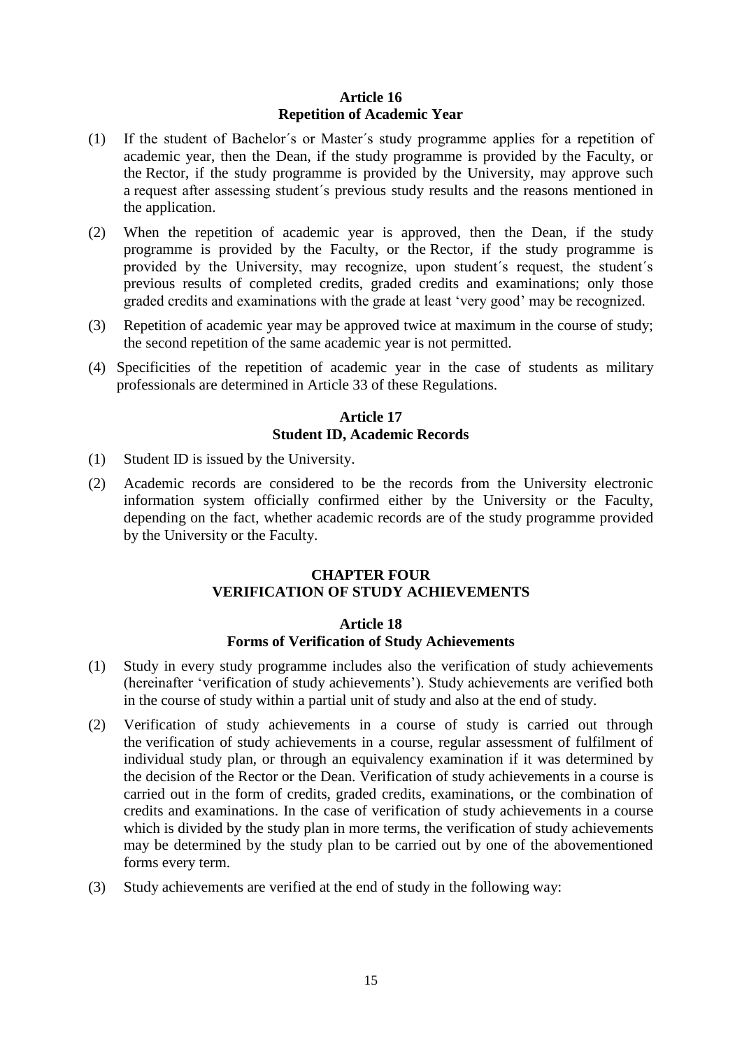### Article 16
### Repetition of Academic Year

(1) If the student of Bachelor´s or Master´s study programme applies for a repetition of academic year, then the Dean, if the study programme is provided by the Faculty, or the Rector, if the study programme is provided by the University, may approve such a request after assessing student´s previous study results and the reasons mentioned in the application.

(2) When the repetition of academic year is approved, then the Dean, if the study programme is provided by the Faculty, or the Rector, if the study programme is provided by the University, may recognize, upon student´s request, the student´s previous results of completed credits, graded credits and examinations; only those graded credits and examinations with the grade at least 'very good' may be recognized.

(3) Repetition of academic year may be approved twice at maximum in the course of study; the second repetition of the same academic year is not permitted.

(4) Specificities of the repetition of academic year in the case of students as military professionals are determined in Article 33 of these Regulations.

### Article 17
### Student ID, Academic Records

(1) Student ID is issued by the University.

(2) Academic records are considered to be the records from the University electronic information system officially confirmed either by the University or the Faculty, depending on the fact, whether academic records are of the study programme provided by the University or the Faculty.

## CHAPTER FOUR
## VERIFICATION OF STUDY ACHIEVEMENTS

### Article 18
### Forms of Verification of Study Achievements

(1) Study in every study programme includes also the verification of study achievements (hereinafter 'verification of study achievements'). Study achievements are verified both in the course of study within a partial unit of study and also at the end of study.

(2) Verification of study achievements in a course of study is carried out through the verification of study achievements in a course, regular assessment of fulfilment of individual study plan, or through an equivalency examination if it was determined by the decision of the Rector or the Dean. Verification of study achievements in a course is carried out in the form of credits, graded credits, examinations, or the combination of credits and examinations. In the case of verification of study achievements in a course which is divided by the study plan in more terms, the verification of study achievements may be determined by the study plan to be carried out by one of the abovementioned forms every term.

(3) Study achievements are verified at the end of study in the following way: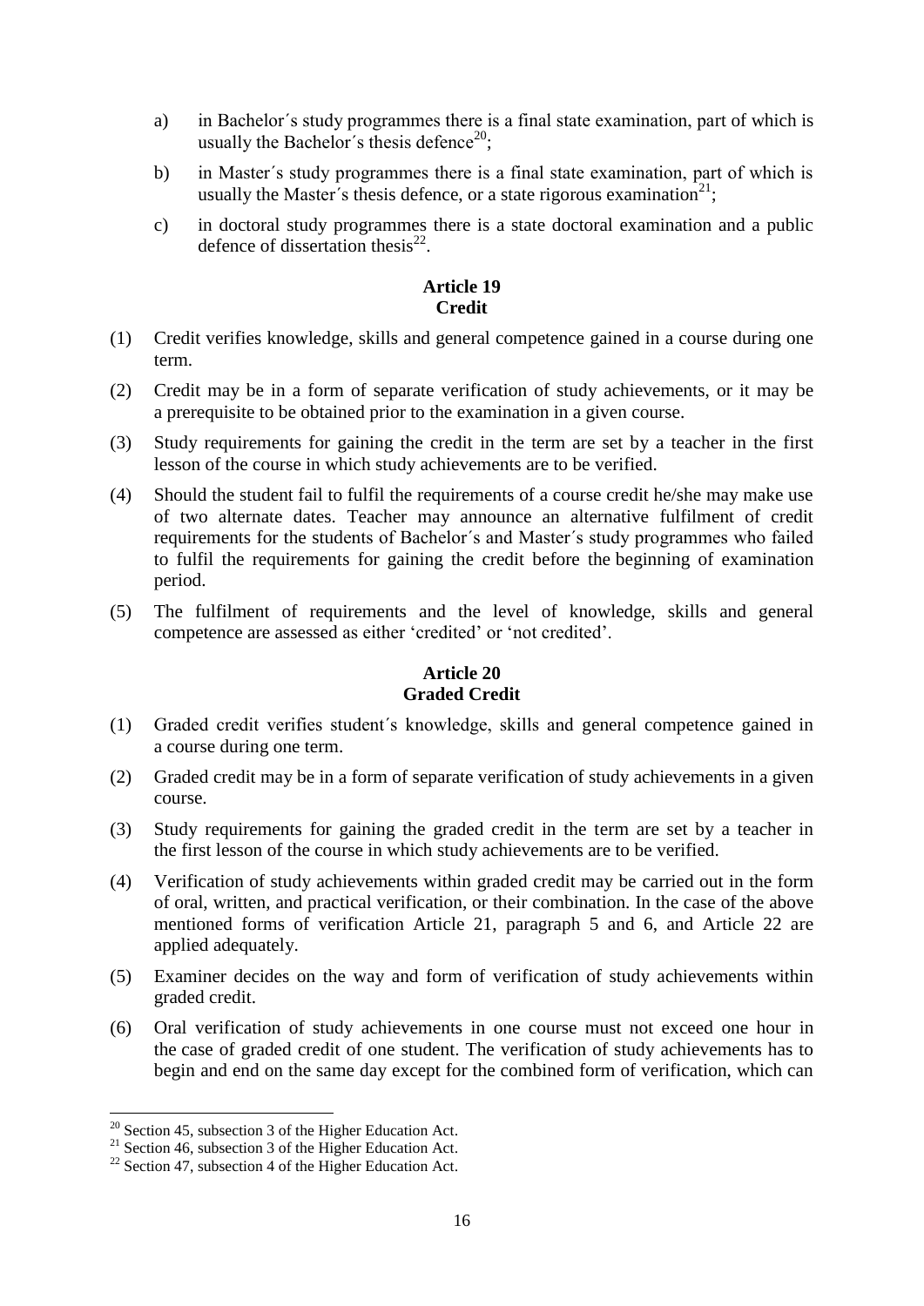a) in Bachelor´s study programmes there is a final state examination, part of which is usually the Bachelor´s thesis defence[20];

b) in Master´s study programmes there is a final state examination, part of which is usually the Master´s thesis defence, or a state rigorous examination[21];

c) in doctoral study programmes there is a state doctoral examination and a public defence of dissertation thesis[22].

## Article 19
## Credit

(1) Credit verifies knowledge, skills and general competence gained in a course during one term.

(2) Credit may be in a form of separate verification of study achievements, or it may be a prerequisite to be obtained prior to the examination in a given course.

(3) Study requirements for gaining the credit in the term are set by a teacher in the first lesson of the course in which study achievements are to be verified.

(4) Should the student fail to fulfil the requirements of a course credit he/she may make use of two alternate dates. Teacher may announce an alternative fulfilment of credit requirements for the students of Bachelor´s and Master´s study programmes who failed to fulfil the requirements for gaining the credit before the beginning of examination period.

(5) The fulfilment of requirements and the level of knowledge, skills and general competence are assessed as either 'credited' or 'not credited'.

## Article 20
## Graded Credit

(1) Graded credit verifies student´s knowledge, skills and general competence gained in a course during one term.

(2) Graded credit may be in a form of separate verification of study achievements in a given course.

(3) Study requirements for gaining the graded credit in the term are set by a teacher in the first lesson of the course in which study achievements are to be verified.

(4) Verification of study achievements within graded credit may be carried out in the form of oral, written, and practical verification, or their combination. In the case of the above mentioned forms of verification Article 21, paragraph 5 and 6, and Article 22 are applied adequately.

(5) Examiner decides on the way and form of verification of study achievements within graded credit.

(6) Oral verification of study achievements in one course must not exceed one hour in the case of graded credit of one student. The verification of study achievements has to begin and end on the same day except for the combined form of verification, which can

---

[20] Section 45, subsection 3 of the Higher Education Act.

[21] Section 46, subsection 3 of the Higher Education Act.

[22] Section 47, subsection 4 of the Higher Education Act.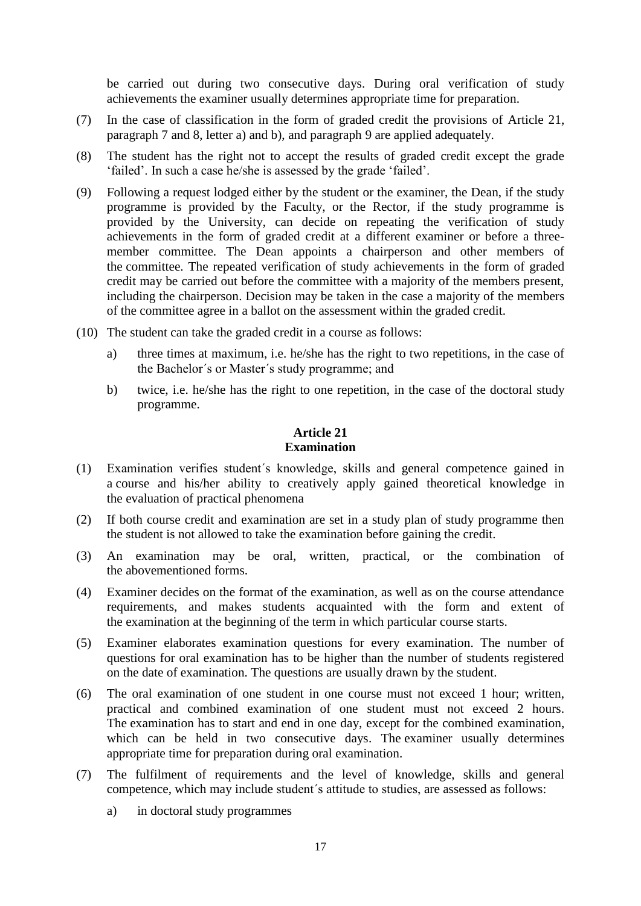be carried out during two consecutive days. During oral verification of study achievements the examiner usually determines appropriate time for preparation.

(7) In the case of classification in the form of graded credit the provisions of Article 21, paragraph 7 and 8, letter a) and b), and paragraph 9 are applied adequately.

(8) The student has the right not to accept the results of graded credit except the grade 'failed'. In such a case he/she is assessed by the grade 'failed'.

(9) Following a request lodged either by the student or the examiner, the Dean, if the study programme is provided by the Faculty, or the Rector, if the study programme is provided by the University, can decide on repeating the verification of study achievements in the form of graded credit at a different examiner or before a three-member committee. The Dean appoints a chairperson and other members of the committee. The repeated verification of study achievements in the form of graded credit may be carried out before the committee with a majority of the members present, including the chairperson. Decision may be taken in the case a majority of the members of the committee agree in a ballot on the assessment within the graded credit.

(10) The student can take the graded credit in a course as follows:

a) three times at maximum, i.e. he/she has the right to two repetitions, in the case of the Bachelor´s or Master´s study programme; and

b) twice, i.e. he/she has the right to one repetition, in the case of the doctoral study programme.

## Article 21
## Examination

(1) Examination verifies student´s knowledge, skills and general competence gained in a course and his/her ability to creatively apply gained theoretical knowledge in the evaluation of practical phenomena

(2) If both course credit and examination are set in a study plan of study programme then the student is not allowed to take the examination before gaining the credit.

(3) An examination may be oral, written, practical, or the combination of the abovementioned forms.

(4) Examiner decides on the format of the examination, as well as on the course attendance requirements, and makes students acquainted with the form and extent of the examination at the beginning of the term in which particular course starts.

(5) Examiner elaborates examination questions for every examination. The number of questions for oral examination has to be higher than the number of students registered on the date of examination. The questions are usually drawn by the student.

(6) The oral examination of one student in one course must not exceed 1 hour; written, practical and combined examination of one student must not exceed 2 hours. The examination has to start and end in one day, except for the combined examination, which can be held in two consecutive days. The examiner usually determines appropriate time for preparation during oral examination.

(7) The fulfilment of requirements and the level of knowledge, skills and general competence, which may include student´s attitude to studies, are assessed as follows:

a) in doctoral study programmes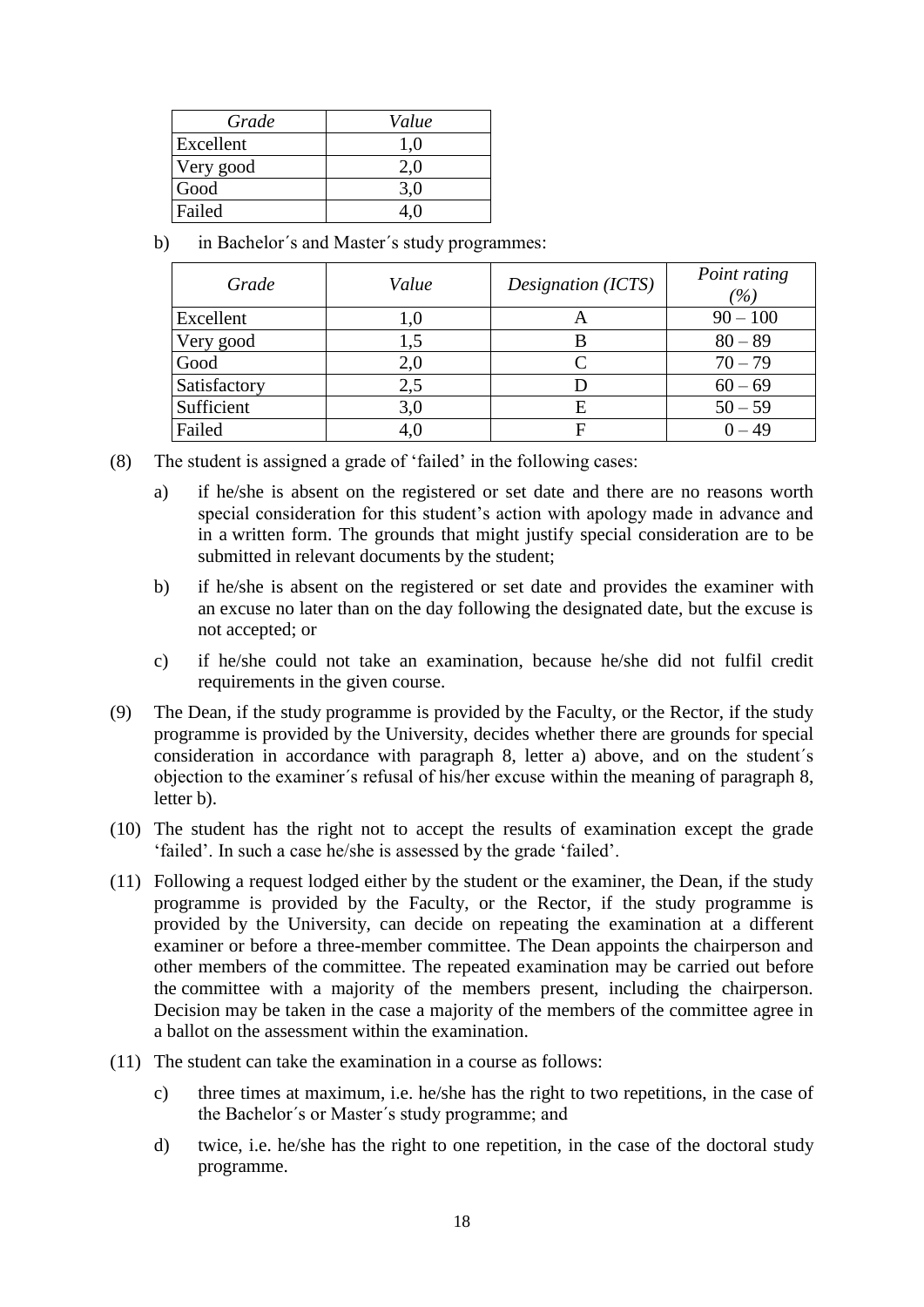| *Grade* | *Value* |
|---|---|
| Excellent | 1,0 |
| Very good | 2,0 |
| Good | 3,0 |
| Failed | 4,0 |

b) in Bachelor´s and Master´s study programmes:

| *Grade* | *Value* | *Designation (ICTS)* | *Point rating (%)* |
|---|---|---|---|
| Excellent | 1,0 | A | 90 – 100 |
| Very good | 1,5 | B | 80 – 89 |
| Good | 2,0 | C | 70 – 79 |
| Satisfactory | 2,5 | D | 60 – 69 |
| Sufficient | 3,0 | E | 50 – 59 |
| Failed | 4,0 | F | 0 – 49 |

(8) The student is assigned a grade of 'failed' in the following cases:

a) if he/she is absent on the registered or set date and there are no reasons worth special consideration for this student's action with apology made in advance and in a written form. The grounds that might justify special consideration are to be submitted in relevant documents by the student;

b) if he/she is absent on the registered or set date and provides the examiner with an excuse no later than on the day following the designated date, but the excuse is not accepted; or

c) if he/she could not take an examination, because he/she did not fulfil credit requirements in the given course.

(9) The Dean, if the study programme is provided by the Faculty, or the Rector, if the study programme is provided by the University, decides whether there are grounds for special consideration in accordance with paragraph 8, letter a) above, and on the student´s objection to the examiner´s refusal of his/her excuse within the meaning of paragraph 8, letter b).

(10) The student has the right not to accept the results of examination except the grade 'failed'. In such a case he/she is assessed by the grade 'failed'.

(11) Following a request lodged either by the student or the examiner, the Dean, if the study programme is provided by the Faculty, or the Rector, if the study programme is provided by the University, can decide on repeating the examination at a different examiner or before a three-member committee. The Dean appoints the chairperson and other members of the committee. The repeated examination may be carried out before the committee with a majority of the members present, including the chairperson. Decision may be taken in the case a majority of the members of the committee agree in a ballot on the assessment within the examination.

(11) The student can take the examination in a course as follows:

c) three times at maximum, i.e. he/she has the right to two repetitions, in the case of the Bachelor´s or Master´s study programme; and

d) twice, i.e. he/she has the right to one repetition, in the case of the doctoral study programme.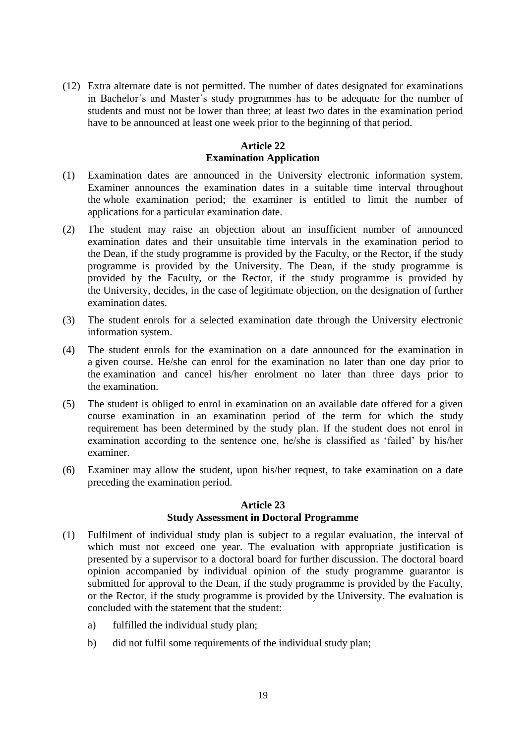(12) Extra alternate date is not permitted. The number of dates designated for examinations in Bachelor´s and Master´s study programmes has to be adequate for the number of students and must not be lower than three; at least two dates in the examination period have to be announced at least one week prior to the beginning of that period.

### Article 22
### Examination Application

(1) Examination dates are announced in the University electronic information system. Examiner announces the examination dates in a suitable time interval throughout the whole examination period; the examiner is entitled to limit the number of applications for a particular examination date.

(2) The student may raise an objection about an insufficient number of announced examination dates and their unsuitable time intervals in the examination period to the Dean, if the study programme is provided by the Faculty, or the Rector, if the study programme is provided by the University. The Dean, if the study programme is provided by the Faculty, or the Rector, if the study programme is provided by the University, decides, in the case of legitimate objection, on the designation of further examination dates.

(3) The student enrols for a selected examination date through the University electronic information system.

(4) The student enrols for the examination on a date announced for the examination in a given course. He/she can enrol for the examination no later than one day prior to the examination and cancel his/her enrolment no later than three days prior to the examination.

(5) The student is obliged to enrol in examination on an available date offered for a given course examination in an examination period of the term for which the study requirement has been determined by the study plan. If the student does not enrol in examination according to the sentence one, he/she is classified as 'failed' by his/her examiner.

(6) Examiner may allow the student, upon his/her request, to take examination on a date preceding the examination period.

### Article 23
### Study Assessment in Doctoral Programme

(1) Fulfilment of individual study plan is subject to a regular evaluation, the interval of which must not exceed one year. The evaluation with appropriate justification is presented by a supervisor to a doctoral board for further discussion. The doctoral board opinion accompanied by individual opinion of the study programme guarantor is submitted for approval to the Dean, if the study programme is provided by the Faculty, or the Rector, if the study programme is provided by the University. The evaluation is concluded with the statement that the student:

   a) fulfilled the individual study plan;

   b) did not fulfil some requirements of the individual study plan;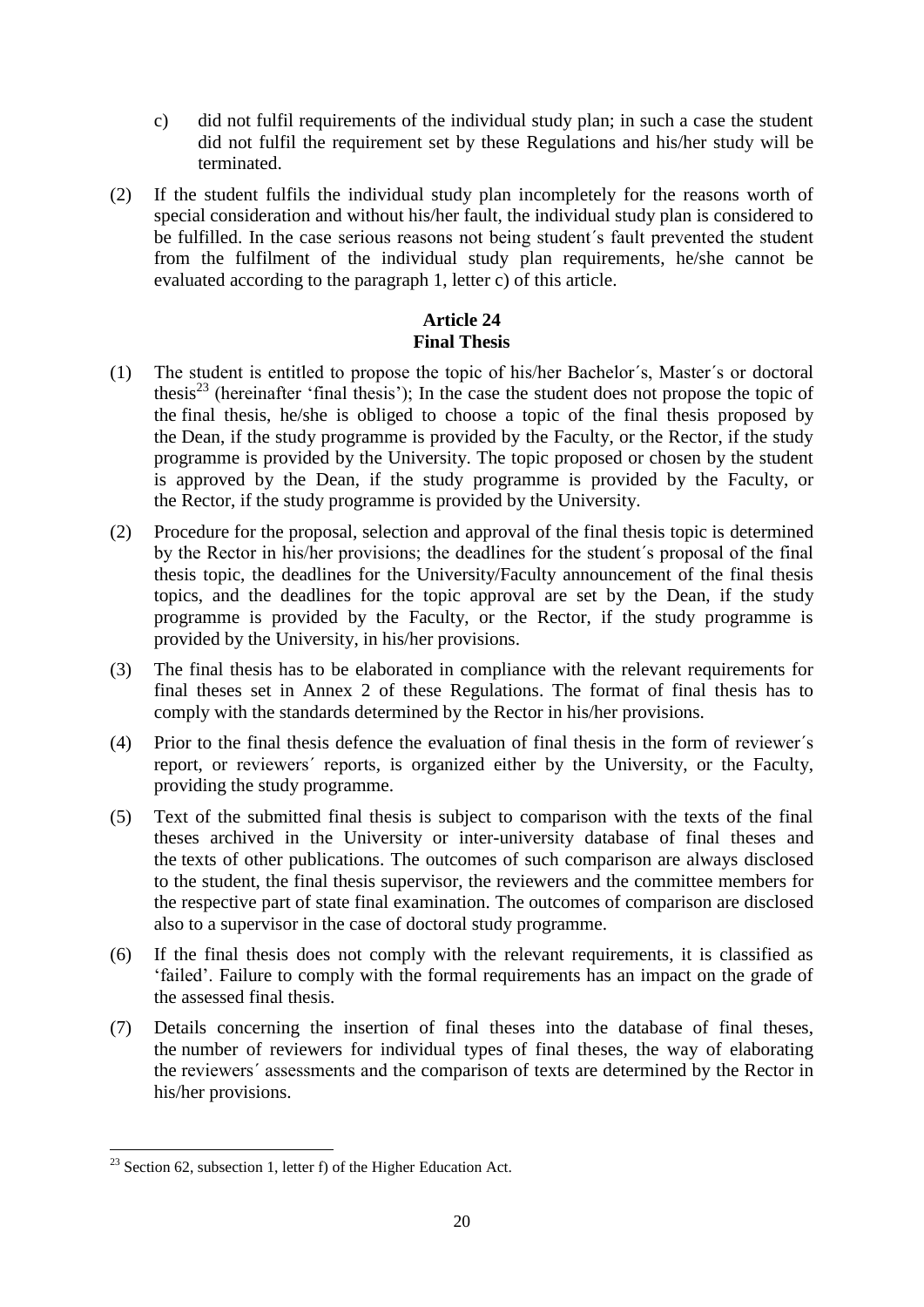c) did not fulfil requirements of the individual study plan; in such a case the student did not fulfil the requirement set by these Regulations and his/her study will be terminated.

(2) If the student fulfils the individual study plan incompletely for the reasons worth of special consideration and without his/her fault, the individual study plan is considered to be fulfilled. In the case serious reasons not being student´s fault prevented the student from the fulfilment of the individual study plan requirements, he/she cannot be evaluated according to the paragraph 1, letter c) of this article.

## Article 24
## Final Thesis

(1) The student is entitled to propose the topic of his/her Bachelor´s, Master´s or doctoral thesis[23] (hereinafter 'final thesis'); In the case the student does not propose the topic of the final thesis, he/she is obliged to choose a topic of the final thesis proposed by the Dean, if the study programme is provided by the Faculty, or the Rector, if the study programme is provided by the University. The topic proposed or chosen by the student is approved by the Dean, if the study programme is provided by the Faculty, or the Rector, if the study programme is provided by the University.

(2) Procedure for the proposal, selection and approval of the final thesis topic is determined by the Rector in his/her provisions; the deadlines for the student´s proposal of the final thesis topic, the deadlines for the University/Faculty announcement of the final thesis topics, and the deadlines for the topic approval are set by the Dean, if the study programme is provided by the Faculty, or the Rector, if the study programme is provided by the University, in his/her provisions.

(3) The final thesis has to be elaborated in compliance with the relevant requirements for final theses set in Annex 2 of these Regulations. The format of final thesis has to comply with the standards determined by the Rector in his/her provisions.

(4) Prior to the final thesis defence the evaluation of final thesis in the form of reviewer´s report, or reviewers´ reports, is organized either by the University, or the Faculty, providing the study programme.

(5) Text of the submitted final thesis is subject to comparison with the texts of the final theses archived in the University or inter-university database of final theses and the texts of other publications. The outcomes of such comparison are always disclosed to the student, the final thesis supervisor, the reviewers and the committee members for the respective part of state final examination. The outcomes of comparison are disclosed also to a supervisor in the case of doctoral study programme.

(6) If the final thesis does not comply with the relevant requirements, it is classified as 'failed'. Failure to comply with the formal requirements has an impact on the grade of the assessed final thesis.

(7) Details concerning the insertion of final theses into the database of final theses, the number of reviewers for individual types of final theses, the way of elaborating the reviewers´ assessments and the comparison of texts are determined by the Rector in his/her provisions.

---

[23] Section 62, subsection 1, letter f) of the Higher Education Act.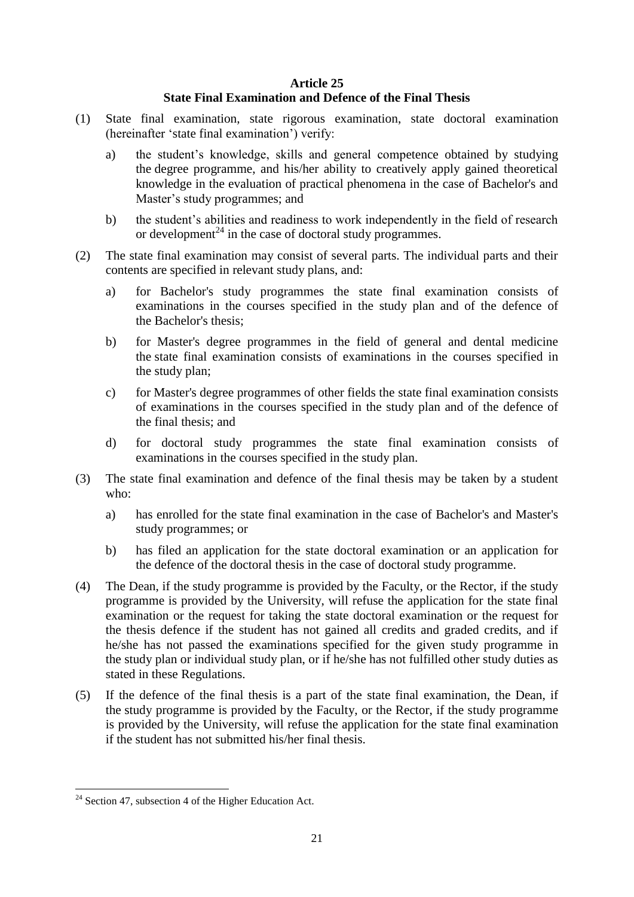## Article 25
## State Final Examination and Defence of the Final Thesis

(1) State final examination, state rigorous examination, state doctoral examination (hereinafter 'state final examination') verify:

a) the student's knowledge, skills and general competence obtained by studying the degree programme, and his/her ability to creatively apply gained theoretical knowledge in the evaluation of practical phenomena in the case of Bachelor's and Master's study programmes; and

b) the student's abilities and readiness to work independently in the field of research or development[24] in the case of doctoral study programmes.

(2) The state final examination may consist of several parts. The individual parts and their contents are specified in relevant study plans, and:

a) for Bachelor's study programmes the state final examination consists of examinations in the courses specified in the study plan and of the defence of the Bachelor's thesis;

b) for Master's degree programmes in the field of general and dental medicine the state final examination consists of examinations in the courses specified in the study plan;

c) for Master's degree programmes of other fields the state final examination consists of examinations in the courses specified in the study plan and of the defence of the final thesis; and

d) for doctoral study programmes the state final examination consists of examinations in the courses specified in the study plan.

(3) The state final examination and defence of the final thesis may be taken by a student who:

a) has enrolled for the state final examination in the case of Bachelor's and Master's study programmes; or

b) has filed an application for the state doctoral examination or an application for the defence of the doctoral thesis in the case of doctoral study programme.

(4) The Dean, if the study programme is provided by the Faculty, or the Rector, if the study programme is provided by the University, will refuse the application for the state final examination or the request for taking the state doctoral examination or the request for the thesis defence if the student has not gained all credits and graded credits, and if he/she has not passed the examinations specified for the given study programme in the study plan or individual study plan, or if he/she has not fulfilled other study duties as stated in these Regulations.

(5) If the defence of the final thesis is a part of the state final examination, the Dean, if the study programme is provided by the Faculty, or the Rector, if the study programme is provided by the University, will refuse the application for the state final examination if the student has not submitted his/her final thesis.

---

[24] Section 47, subsection 4 of the Higher Education Act.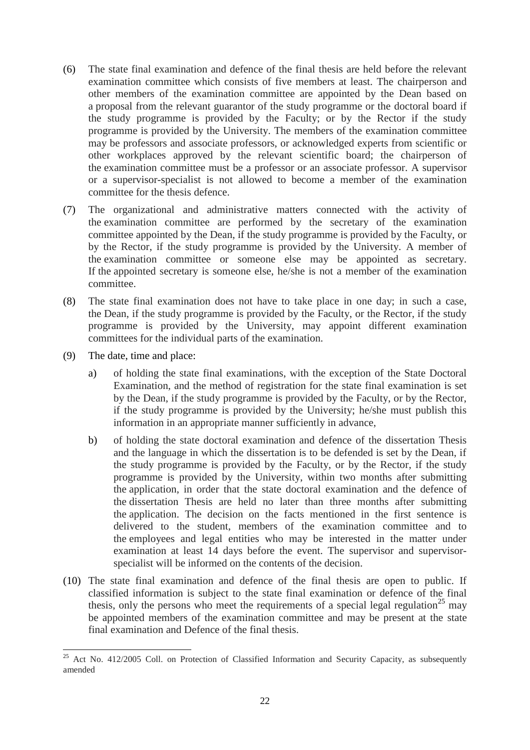(6) The state final examination and defence of the final thesis are held before the relevant examination committee which consists of five members at least. The chairperson and other members of the examination committee are appointed by the Dean based on a proposal from the relevant guarantor of the study programme or the doctoral board if the study programme is provided by the Faculty; or by the Rector if the study programme is provided by the University. The members of the examination committee may be professors and associate professors, or acknowledged experts from scientific or other workplaces approved by the relevant scientific board; the chairperson of the examination committee must be a professor or an associate professor. A supervisor or a supervisor-specialist is not allowed to become a member of the examination committee for the thesis defence.

(7) The organizational and administrative matters connected with the activity of the examination committee are performed by the secretary of the examination committee appointed by the Dean, if the study programme is provided by the Faculty, or by the Rector, if the study programme is provided by the University. A member of the examination committee or someone else may be appointed as secretary. If the appointed secretary is someone else, he/she is not a member of the examination committee.

(8) The state final examination does not have to take place in one day; in such a case, the Dean, if the study programme is provided by the Faculty, or the Rector, if the study programme is provided by the University, may appoint different examination committees for the individual parts of the examination.

(9) The date, time and place:

   a) of holding the state final examinations, with the exception of the State Doctoral Examination, and the method of registration for the state final examination is set by the Dean, if the study programme is provided by the Faculty, or by the Rector, if the study programme is provided by the University; he/she must publish this information in an appropriate manner sufficiently in advance,

   b) of holding the state doctoral examination and defence of the dissertation Thesis and the language in which the dissertation is to be defended is set by the Dean, if the study programme is provided by the Faculty, or by the Rector, if the study programme is provided by the University, within two months after submitting the application, in order that the state doctoral examination and the defence of the dissertation Thesis are held no later than three months after submitting the application. The decision on the facts mentioned in the first sentence is delivered to the student, members of the examination committee and to the employees and legal entities who may be interested in the matter under examination at least 14 days before the event. The supervisor and supervisor-specialist will be informed on the contents of the decision.

(10) The state final examination and defence of the final thesis are open to public. If classified information is subject to the state final examination or defence of the final thesis, only the persons who meet the requirements of a special legal regulation[25] may be appointed members of the examination committee and may be present at the state final examination and Defence of the final thesis.

---

[25] Act No. 412/2005 Coll. on Protection of Classified Information and Security Capacity, as subsequently amended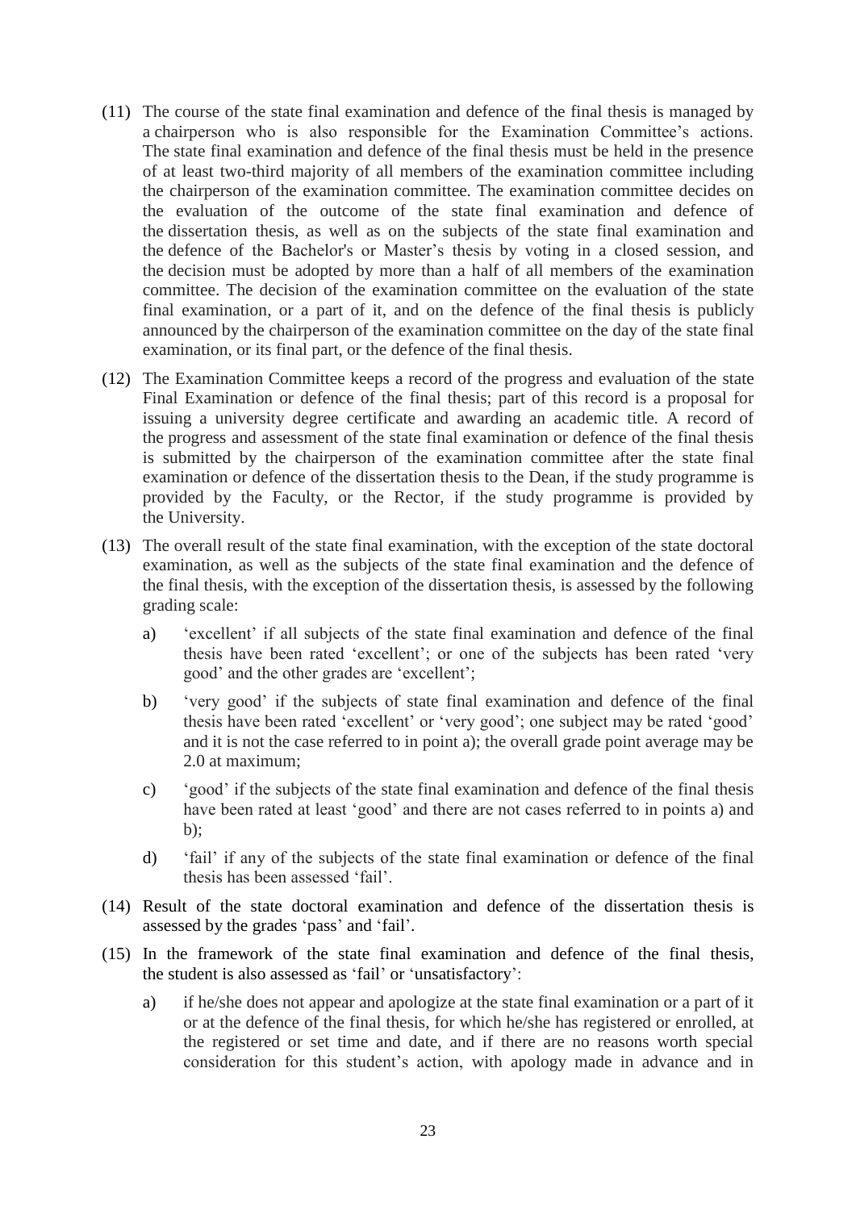(11) The course of the state final examination and defence of the final thesis is managed by a chairperson who is also responsible for the Examination Committee's actions. The state final examination and defence of the final thesis must be held in the presence of at least two-third majority of all members of the examination committee including the chairperson of the examination committee. The examination committee decides on the evaluation of the outcome of the state final examination and defence of the dissertation thesis, as well as on the subjects of the state final examination and the defence of the Bachelor's or Master's thesis by voting in a closed session, and the decision must be adopted by more than a half of all members of the examination committee. The decision of the examination committee on the evaluation of the state final examination, or a part of it, and on the defence of the final thesis is publicly announced by the chairperson of the examination committee on the day of the state final examination, or its final part, or the defence of the final thesis.

(12) The Examination Committee keeps a record of the progress and evaluation of the state Final Examination or defence of the final thesis; part of this record is a proposal for issuing a university degree certificate and awarding an academic title. A record of the progress and assessment of the state final examination or defence of the final thesis is submitted by the chairperson of the examination committee after the state final examination or defence of the dissertation thesis to the Dean, if the study programme is provided by the Faculty, or the Rector, if the study programme is provided by the University.

(13) The overall result of the state final examination, with the exception of the state doctoral examination, as well as the subjects of the state final examination and the defence of the final thesis, with the exception of the dissertation thesis, is assessed by the following grading scale:

   a) 'excellent' if all subjects of the state final examination and defence of the final thesis have been rated 'excellent'; or one of the subjects has been rated 'very good' and the other grades are 'excellent';

   b) 'very good' if the subjects of state final examination and defence of the final thesis have been rated 'excellent' or 'very good'; one subject may be rated 'good' and it is not the case referred to in point a); the overall grade point average may be 2.0 at maximum;

   c) 'good' if the subjects of the state final examination and defence of the final thesis have been rated at least 'good' and there are not cases referred to in points a) and b);

   d) 'fail' if any of the subjects of the state final examination or defence of the final thesis has been assessed 'fail'.

(14) Result of the state doctoral examination and defence of the dissertation thesis is assessed by the grades 'pass' and 'fail'.

(15) In the framework of the state final examination and defence of the final thesis, the student is also assessed as 'fail' or 'unsatisfactory':

   a) if he/she does not appear and apologize at the state final examination or a part of it or at the defence of the final thesis, for which he/she has registered or enrolled, at the registered or set time and date, and if there are no reasons worth special consideration for this student's action, with apology made in advance and in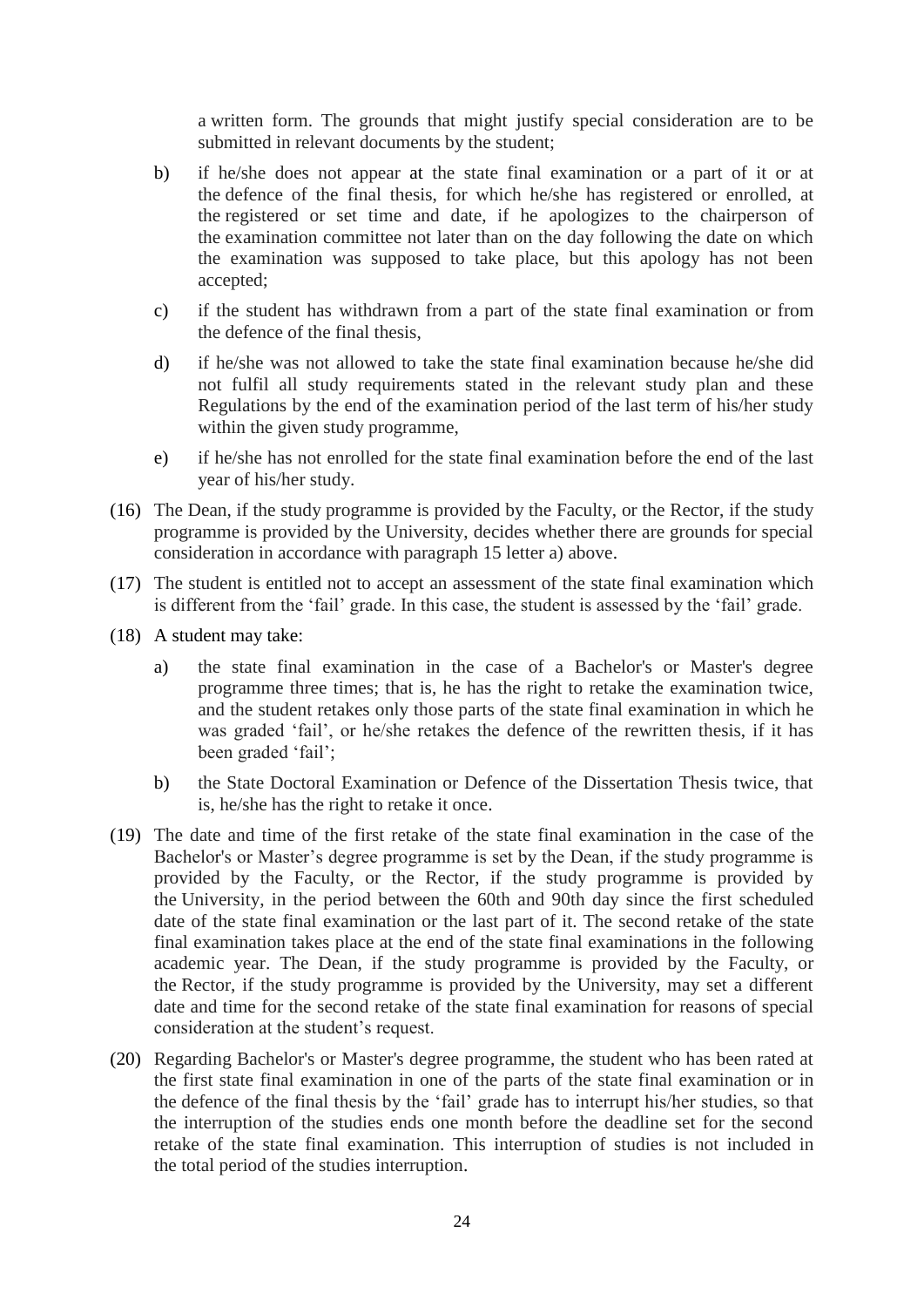a written form. The grounds that might justify special consideration are to be submitted in relevant documents by the student;

b) if he/she does not appear at the state final examination or a part of it or at the defence of the final thesis, for which he/she has registered or enrolled, at the registered or set time and date, if he apologizes to the chairperson of the examination committee not later than on the day following the date on which the examination was supposed to take place, but this apology has not been accepted;

c) if the student has withdrawn from a part of the state final examination or from the defence of the final thesis,

d) if he/she was not allowed to take the state final examination because he/she did not fulfil all study requirements stated in the relevant study plan and these Regulations by the end of the examination period of the last term of his/her study within the given study programme,

e) if he/she has not enrolled for the state final examination before the end of the last year of his/her study.

(16) The Dean, if the study programme is provided by the Faculty, or the Rector, if the study programme is provided by the University, decides whether there are grounds for special consideration in accordance with paragraph 15 letter a) above.

(17) The student is entitled not to accept an assessment of the state final examination which is different from the 'fail' grade. In this case, the student is assessed by the 'fail' grade.

(18) A student may take:

a) the state final examination in the case of a Bachelor's or Master's degree programme three times; that is, he has the right to retake the examination twice, and the student retakes only those parts of the state final examination in which he was graded 'fail', or he/she retakes the defence of the rewritten thesis, if it has been graded 'fail';

b) the State Doctoral Examination or Defence of the Dissertation Thesis twice, that is, he/she has the right to retake it once.

(19) The date and time of the first retake of the state final examination in the case of the Bachelor's or Master's degree programme is set by the Dean, if the study programme is provided by the Faculty, or the Rector, if the study programme is provided by the University, in the period between the 60th and 90th day since the first scheduled date of the state final examination or the last part of it. The second retake of the state final examination takes place at the end of the state final examinations in the following academic year. The Dean, if the study programme is provided by the Faculty, or the Rector, if the study programme is provided by the University, may set a different date and time for the second retake of the state final examination for reasons of special consideration at the student's request.

(20) Regarding Bachelor's or Master's degree programme, the student who has been rated at the first state final examination in one of the parts of the state final examination or in the defence of the final thesis by the 'fail' grade has to interrupt his/her studies, so that the interruption of the studies ends one month before the deadline set for the second retake of the state final examination. This interruption of studies is not included in the total period of the studies interruption.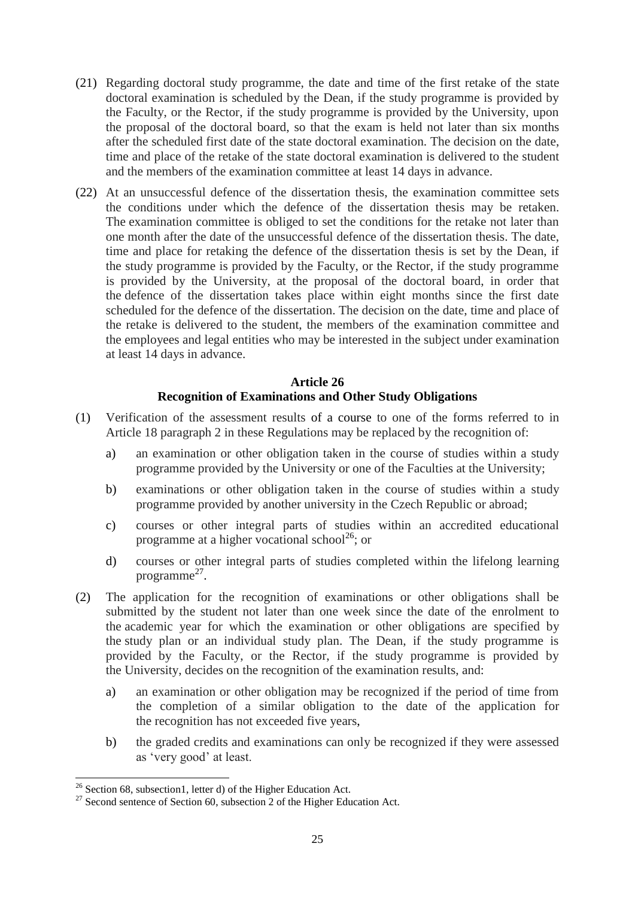(21) Regarding doctoral study programme, the date and time of the first retake of the state doctoral examination is scheduled by the Dean, if the study programme is provided by the Faculty, or the Rector, if the study programme is provided by the University, upon the proposal of the doctoral board, so that the exam is held not later than six months after the scheduled first date of the state doctoral examination. The decision on the date, time and place of the retake of the state doctoral examination is delivered to the student and the members of the examination committee at least 14 days in advance.

(22) At an unsuccessful defence of the dissertation thesis, the examination committee sets the conditions under which the defence of the dissertation thesis may be retaken. The examination committee is obliged to set the conditions for the retake not later than one month after the date of the unsuccessful defence of the dissertation thesis. The date, time and place for retaking the defence of the dissertation thesis is set by the Dean, if the study programme is provided by the Faculty, or the Rector, if the study programme is provided by the University, at the proposal of the doctoral board, in order that the defence of the dissertation takes place within eight months since the first date scheduled for the defence of the dissertation. The decision on the date, time and place of the retake is delivered to the student, the members of the examination committee and the employees and legal entities who may be interested in the subject under examination at least 14 days in advance.

### Article 26
### Recognition of Examinations and Other Study Obligations

(1) Verification of the assessment results of a course to one of the forms referred to in Article 18 paragraph 2 in these Regulations may be replaced by the recognition of:

a) an examination or other obligation taken in the course of studies within a study programme provided by the University or one of the Faculties at the University;

b) examinations or other obligation taken in the course of studies within a study programme provided by another university in the Czech Republic or abroad;

c) courses or other integral parts of studies within an accredited educational programme at a higher vocational school[26]; or

d) courses or other integral parts of studies completed within the lifelong learning programme[27].

(2) The application for the recognition of examinations or other obligations shall be submitted by the student not later than one week since the date of the enrolment to the academic year for which the examination or other obligations are specified by the study plan or an individual study plan. The Dean, if the study programme is provided by the Faculty, or the Rector, if the study programme is provided by the University, decides on the recognition of the examination results, and:

a) an examination or other obligation may be recognized if the period of time from the completion of a similar obligation to the date of the application for the recognition has not exceeded five years,

b) the graded credits and examinations can only be recognized if they were assessed as 'very good' at least.

---

[26] Section 68, subsection1, letter d) of the Higher Education Act.

[27] Second sentence of Section 60, subsection 2 of the Higher Education Act.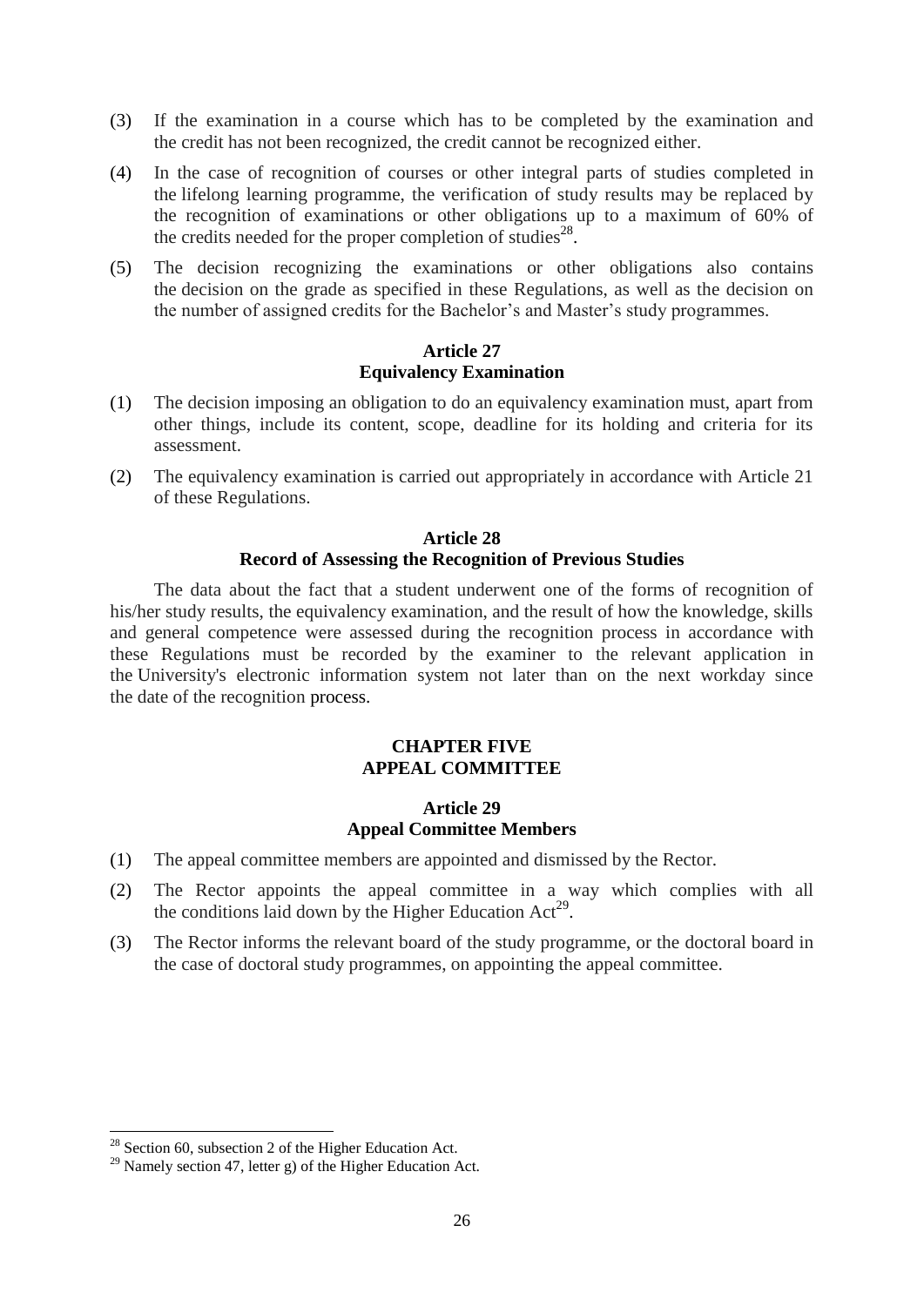(3) If the examination in a course which has to be completed by the examination and the credit has not been recognized, the credit cannot be recognized either.

(4) In the case of recognition of courses or other integral parts of studies completed in the lifelong learning programme, the verification of study results may be replaced by the recognition of examinations or other obligations up to a maximum of 60% of the credits needed for the proper completion of studies[28].

(5) The decision recognizing the examinations or other obligations also contains the decision on the grade as specified in these Regulations, as well as the decision on the number of assigned credits for the Bachelor's and Master's study programmes.

### Article 27
### Equivalency Examination

(1) The decision imposing an obligation to do an equivalency examination must, apart from other things, include its content, scope, deadline for its holding and criteria for its assessment.

(2) The equivalency examination is carried out appropriately in accordance with Article 21 of these Regulations.

### Article 28
### Record of Assessing the Recognition of Previous Studies

The data about the fact that a student underwent one of the forms of recognition of his/her study results, the equivalency examination, and the result of how the knowledge, skills and general competence were assessed during the recognition process in accordance with these Regulations must be recorded by the examiner to the relevant application in the University's electronic information system not later than on the next workday since the date of the recognition process.

## CHAPTER FIVE
## APPEAL COMMITTEE

### Article 29
### Appeal Committee Members

(1) The appeal committee members are appointed and dismissed by the Rector.

(2) The Rector appoints the appeal committee in a way which complies with all the conditions laid down by the Higher Education Act[29].

(3) The Rector informs the relevant board of the study programme, or the doctoral board in the case of doctoral study programmes, on appointing the appeal committee.

---

[28] Section 60, subsection 2 of the Higher Education Act.

[29] Namely section 47, letter g) of the Higher Education Act.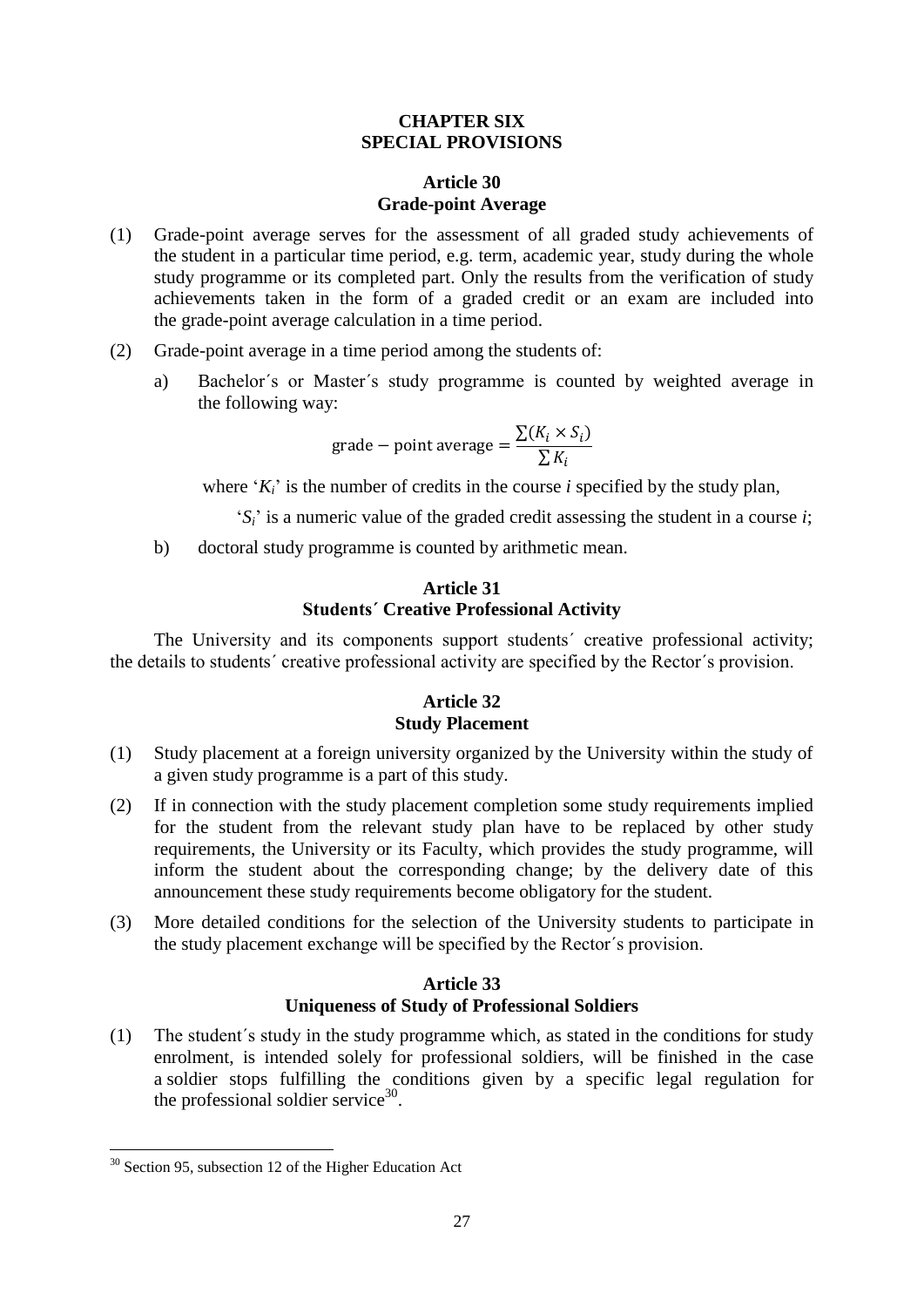## CHAPTER SIX
## SPECIAL PROVISIONS

### Article 30
### Grade-point Average

(1) Grade-point average serves for the assessment of all graded study achievements of the student in a particular time period, e.g. term, academic year, study during the whole study programme or its completed part. Only the results from the verification of study achievements taken in the form of a graded credit or an exam are included into the grade-point average calculation in a time period.

(2) Grade-point average in a time period among the students of:

a) Bachelor´s or Master´s study programme is counted by weighted average in the following way:

$$\text{grade} - \text{point average} = \frac{\sum(K_i \times S_i)}{\sum K_i}$$

where '$K_i$' is the number of credits in the course *i* specified by the study plan,

'$S_i$' is a numeric value of the graded credit assessing the student in a course *i*;

b) doctoral study programme is counted by arithmetic mean.

### Article 31
### Students´ Creative Professional Activity

The University and its components support students´ creative professional activity; the details to students´ creative professional activity are specified by the Rector´s provision.

### Article 32
### Study Placement

(1) Study placement at a foreign university organized by the University within the study of a given study programme is a part of this study.

(2) If in connection with the study placement completion some study requirements implied for the student from the relevant study plan have to be replaced by other study requirements, the University or its Faculty, which provides the study programme, will inform the student about the corresponding change; by the delivery date of this announcement these study requirements become obligatory for the student.

(3) More detailed conditions for the selection of the University students to participate in the study placement exchange will be specified by the Rector´s provision.

### Article 33
### Uniqueness of Study of Professional Soldiers

(1) The student´s study in the study programme which, as stated in the conditions for study enrolment, is intended solely for professional soldiers, will be finished in the case a soldier stops fulfilling the conditions given by a specific legal regulation for the professional soldier service[30].

[30] Section 95, subsection 12 of the Higher Education Act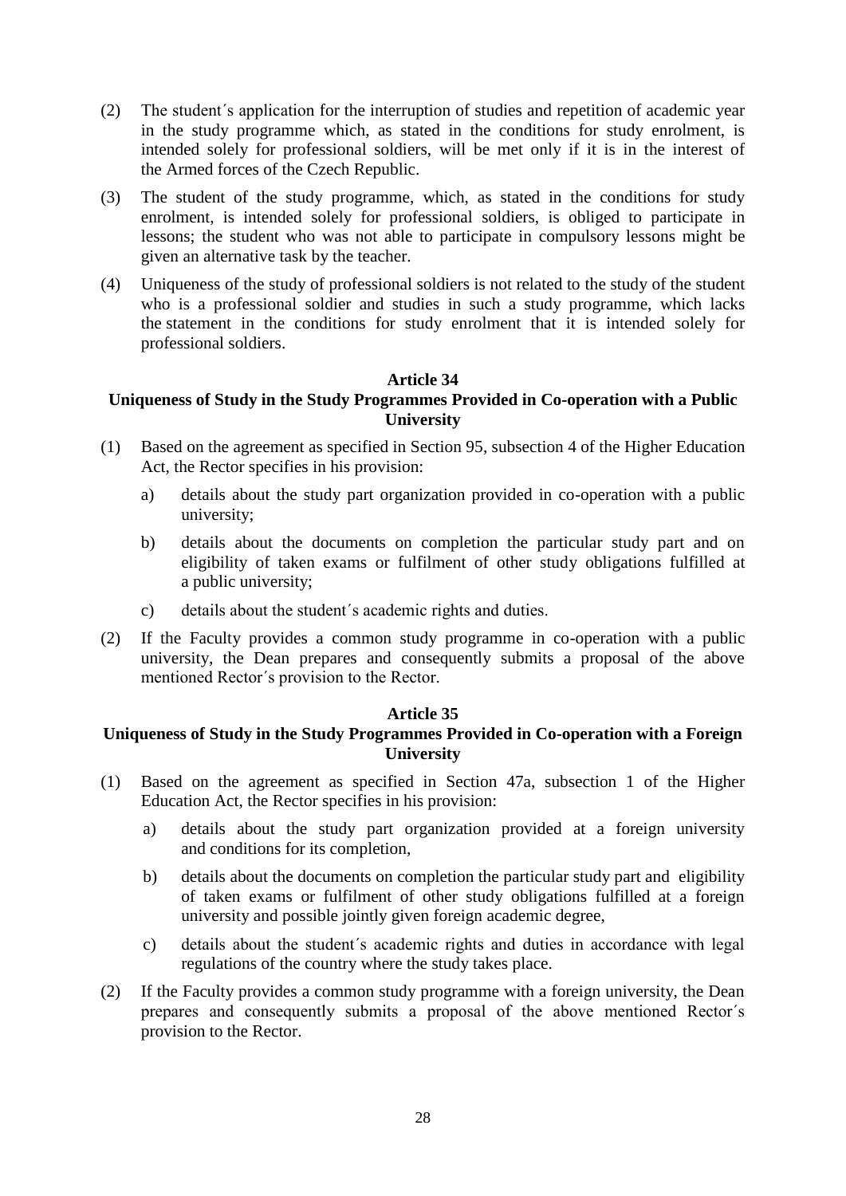(2) The student´s application for the interruption of studies and repetition of academic year in the study programme which, as stated in the conditions for study enrolment, is intended solely for professional soldiers, will be met only if it is in the interest of the Armed forces of the Czech Republic.

(3) The student of the study programme, which, as stated in the conditions for study enrolment, is intended solely for professional soldiers, is obliged to participate in lessons; the student who was not able to participate in compulsory lessons might be given an alternative task by the teacher.

(4) Uniqueness of the study of professional soldiers is not related to the study of the student who is a professional soldier and studies in such a study programme, which lacks the statement in the conditions for study enrolment that it is intended solely for professional soldiers.

**Article 34**

**Uniqueness of Study in the Study Programmes Provided in Co-operation with a Public University**

(1) Based on the agreement as specified in Section 95, subsection 4 of the Higher Education Act, the Rector specifies in his provision:

  a) details about the study part organization provided in co-operation with a public university;

  b) details about the documents on completion the particular study part and on eligibility of taken exams or fulfilment of other study obligations fulfilled at a public university;

  c) details about the student´s academic rights and duties.

(2) If the Faculty provides a common study programme in co-operation with a public university, the Dean prepares and consequently submits a proposal of the above mentioned Rector´s provision to the Rector.

**Article 35**

**Uniqueness of Study in the Study Programmes Provided in Co-operation with a Foreign University**

(1) Based on the agreement as specified in Section 47a, subsection 1 of the Higher Education Act, the Rector specifies in his provision:

  a) details about the study part organization provided at a foreign university and conditions for its completion,

  b) details about the documents on completion the particular study part and eligibility of taken exams or fulfilment of other study obligations fulfilled at a foreign university and possible jointly given foreign academic degree,

  c) details about the student´s academic rights and duties in accordance with legal regulations of the country where the study takes place.

(2) If the Faculty provides a common study programme with a foreign university, the Dean prepares and consequently submits a proposal of the above mentioned Rector´s provision to the Rector.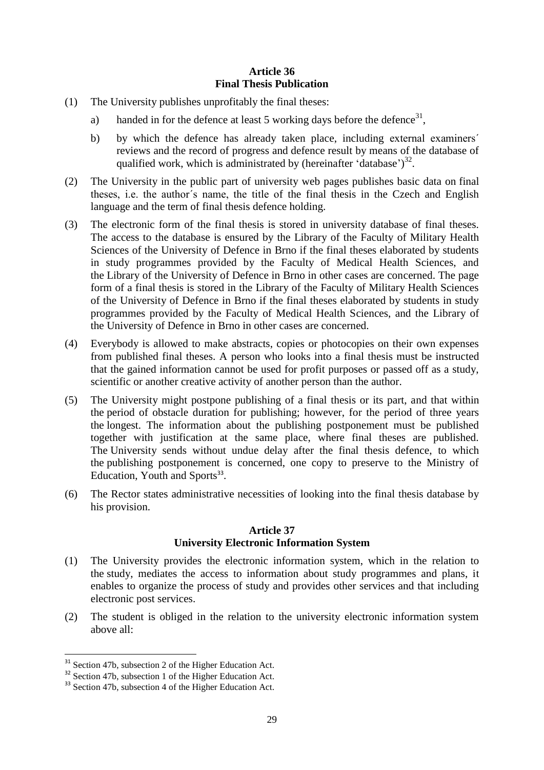**Article 36**
**Final Thesis Publication**

(1) The University publishes unprofitably the final theses:

a) handed in for the defence at least 5 working days before the defence[31],

b) by which the defence has already taken place, including external examiners´ reviews and the record of progress and defence result by means of the database of qualified work, which is administrated by (hereinafter 'database')[32].

(2) The University in the public part of university web pages publishes basic data on final theses, i.e. the author´s name, the title of the final thesis in the Czech and English language and the term of final thesis defence holding.

(3) The electronic form of the final thesis is stored in university database of final theses. The access to the database is ensured by the Library of the Faculty of Military Health Sciences of the University of Defence in Brno if the final theses elaborated by students in study programmes provided by the Faculty of Medical Health Sciences, and the Library of the University of Defence in Brno in other cases are concerned. The page form of a final thesis is stored in the Library of the Faculty of Military Health Sciences of the University of Defence in Brno if the final theses elaborated by students in study programmes provided by the Faculty of Medical Health Sciences, and the Library of the University of Defence in Brno in other cases are concerned.

(4) Everybody is allowed to make abstracts, copies or photocopies on their own expenses from published final theses. A person who looks into a final thesis must be instructed that the gained information cannot be used for profit purposes or passed off as a study, scientific or another creative activity of another person than the author.

(5) The University might postpone publishing of a final thesis or its part, and that within the period of obstacle duration for publishing; however, for the period of three years the longest. The information about the publishing postponement must be published together with justification at the same place, where final theses are published. The University sends without undue delay after the final thesis defence, to which the publishing postponement is concerned, one copy to preserve to the Ministry of Education, Youth and Sports[33].

(6) The Rector states administrative necessities of looking into the final thesis database by his provision.

**Article 37**
**University Electronic Information System**

(1) The University provides the electronic information system, which in the relation to the study, mediates the access to information about study programmes and plans, it enables to organize the process of study and provides other services and that including electronic post services.

(2) The student is obliged in the relation to the university electronic information system above all:

---

[31] Section 47b, subsection 2 of the Higher Education Act.

[32] Section 47b, subsection 1 of the Higher Education Act.

[33] Section 47b, subsection 4 of the Higher Education Act.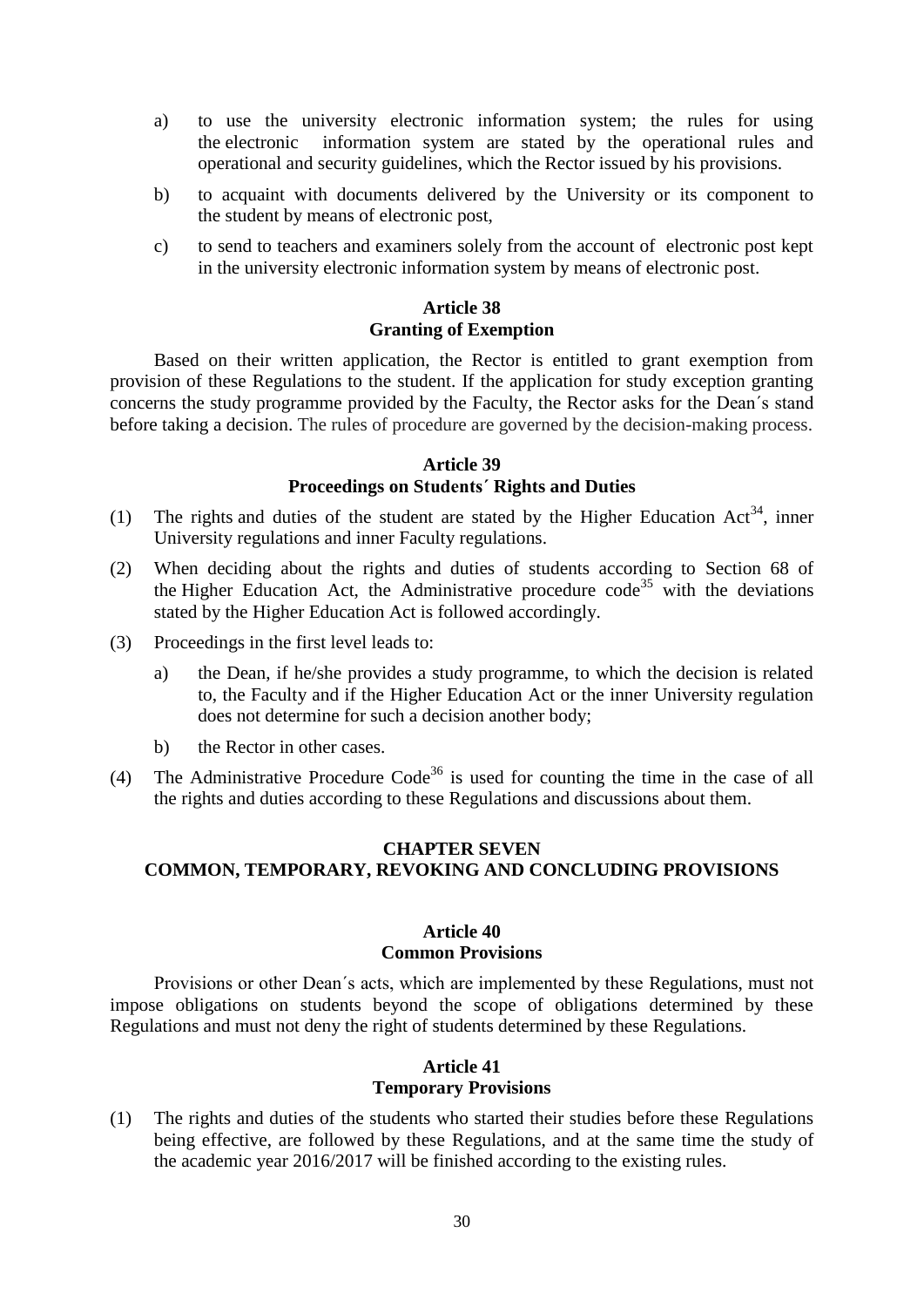a) to use the university electronic information system; the rules for using the electronic information system are stated by the operational rules and operational and security guidelines, which the Rector issued by his provisions.

b) to acquaint with documents delivered by the University or its component to the student by means of electronic post,

c) to send to teachers and examiners solely from the account of electronic post kept in the university electronic information system by means of electronic post.

### Article 38
### Granting of Exemption

Based on their written application, the Rector is entitled to grant exemption from provision of these Regulations to the student. If the application for study exception granting concerns the study programme provided by the Faculty, the Rector asks for the Dean´s stand before taking a decision. The rules of procedure are governed by the decision-making process.

### Article 39
### Proceedings on Students´ Rights and Duties

(1) The rights and duties of the student are stated by the Higher Education Act[34], inner University regulations and inner Faculty regulations.

(2) When deciding about the rights and duties of students according to Section 68 of the Higher Education Act, the Administrative procedure code[35] with the deviations stated by the Higher Education Act is followed accordingly.

(3) Proceedings in the first level leads to:

a) the Dean, if he/she provides a study programme, to which the decision is related to, the Faculty and if the Higher Education Act or the inner University regulation does not determine for such a decision another body;

b) the Rector in other cases.

(4) The Administrative Procedure Code[36] is used for counting the time in the case of all the rights and duties according to these Regulations and discussions about them.

## CHAPTER SEVEN
## COMMON, TEMPORARY, REVOKING AND CONCLUDING PROVISIONS

### Article 40
### Common Provisions

Provisions or other Dean´s acts, which are implemented by these Regulations, must not impose obligations on students beyond the scope of obligations determined by these Regulations and must not deny the right of students determined by these Regulations.

### Article 41
### Temporary Provisions

(1) The rights and duties of the students who started their studies before these Regulations being effective, are followed by these Regulations, and at the same time the study of the academic year 2016/2017 will be finished according to the existing rules.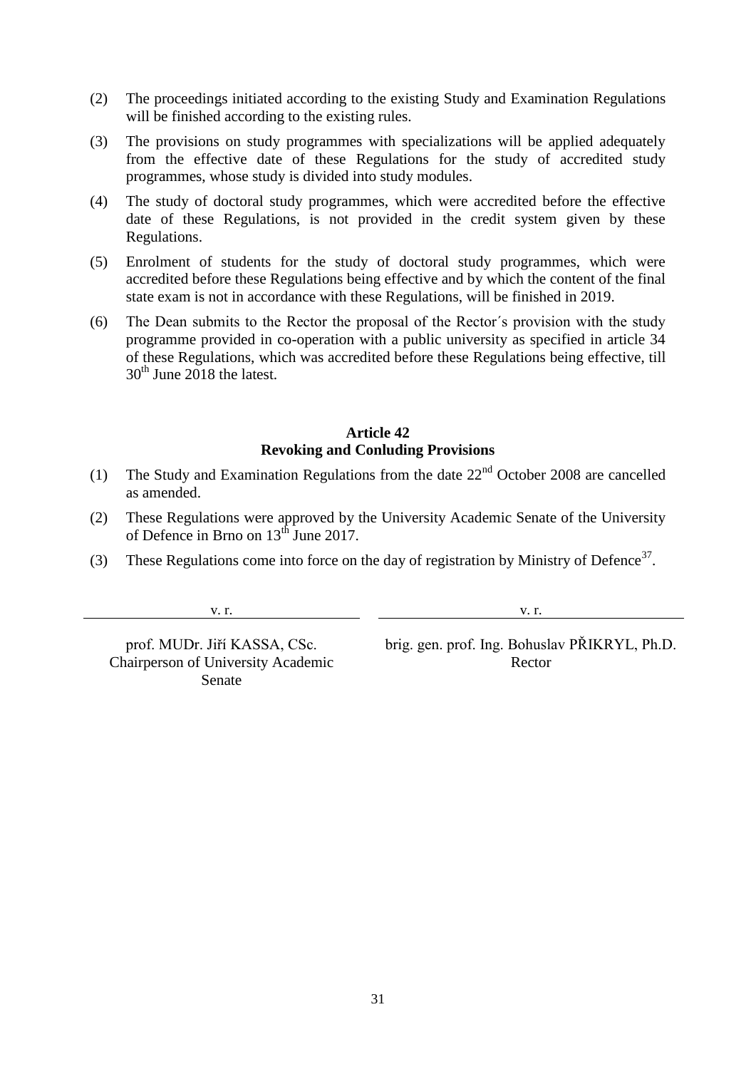(2) The proceedings initiated according to the existing Study and Examination Regulations will be finished according to the existing rules.

(3) The provisions on study programmes with specializations will be applied adequately from the effective date of these Regulations for the study of accredited study programmes, whose study is divided into study modules.

(4) The study of doctoral study programmes, which were accredited before the effective date of these Regulations, is not provided in the credit system given by these Regulations.

(5) Enrolment of students for the study of doctoral study programmes, which were accredited before these Regulations being effective and by which the content of the final state exam is not in accordance with these Regulations, will be finished in 2019.

(6) The Dean submits to the Rector the proposal of the Rector´s provision with the study programme provided in co-operation with a public university as specified in article 34 of these Regulations, which was accredited before these Regulations being effective, till 30th June 2018 the latest.

**Article 42**
**Revoking and Conluding Provisions**

(1) The Study and Examination Regulations from the date 22nd October 2008 are cancelled as amended.

(2) These Regulations were approved by the University Academic Senate of the University of Defence in Brno on 13th June 2017.

(3) These Regulations come into force on the day of registration by Ministry of Defence[37].

| v. r. | v. r. |
|---|---|
| prof. MUDr. Jiří KASSA, CSc.<br>Chairperson of University Academic Senate | brig. gen. prof. Ing. Bohuslav PŘIKRYL, Ph.D.<br>Rector |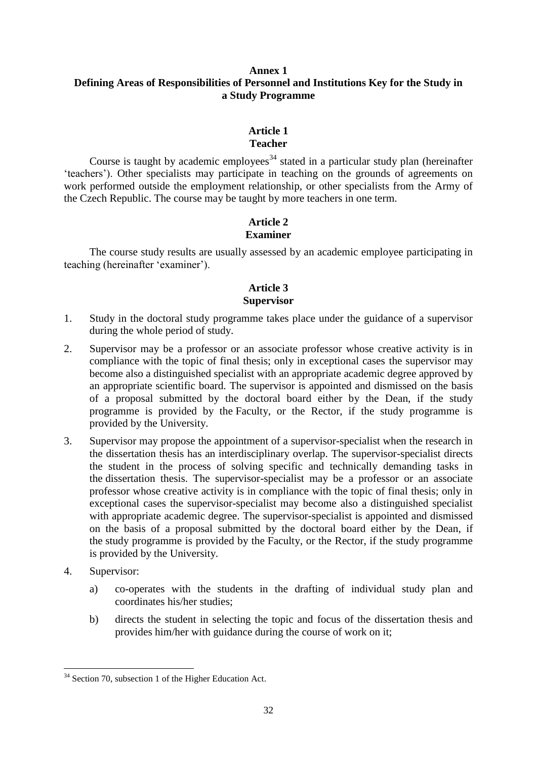# Annex 1
# Defining Areas of Responsibilities of Personnel and Institutions Key for the Study in a Study Programme

## Article 1
## Teacher

Course is taught by academic employees[34] stated in a particular study plan (hereinafter 'teachers'). Other specialists may participate in teaching on the grounds of agreements on work performed outside the employment relationship, or other specialists from the Army of the Czech Republic. The course may be taught by more teachers in one term.

## Article 2
## Examiner

The course study results are usually assessed by an academic employee participating in teaching (hereinafter 'examiner').

## Article 3
## Supervisor

1. Study in the doctoral study programme takes place under the guidance of a supervisor during the whole period of study.
2. Supervisor may be a professor or an associate professor whose creative activity is in compliance with the topic of final thesis; only in exceptional cases the supervisor may become also a distinguished specialist with an appropriate academic degree approved by an appropriate scientific board. The supervisor is appointed and dismissed on the basis of a proposal submitted by the doctoral board either by the Dean, if the study programme is provided by the Faculty, or the Rector, if the study programme is provided by the University.
3. Supervisor may propose the appointment of a supervisor-specialist when the research in the dissertation thesis has an interdisciplinary overlap. The supervisor-specialist directs the student in the process of solving specific and technically demanding tasks in the dissertation thesis. The supervisor-specialist may be a professor or an associate professor whose creative activity is in compliance with the topic of final thesis; only in exceptional cases the supervisor-specialist may become also a distinguished specialist with appropriate academic degree. The supervisor-specialist is appointed and dismissed on the basis of a proposal submitted by the doctoral board either by the Dean, if the study programme is provided by the Faculty, or the Rector, if the study programme is provided by the University.
4. Supervisor:
   a) co-operates with the students in the drafting of individual study plan and coordinates his/her studies;
   b) directs the student in selecting the topic and focus of the dissertation thesis and provides him/her with guidance during the course of work on it;

---

[34] Section 70, subsection 1 of the Higher Education Act.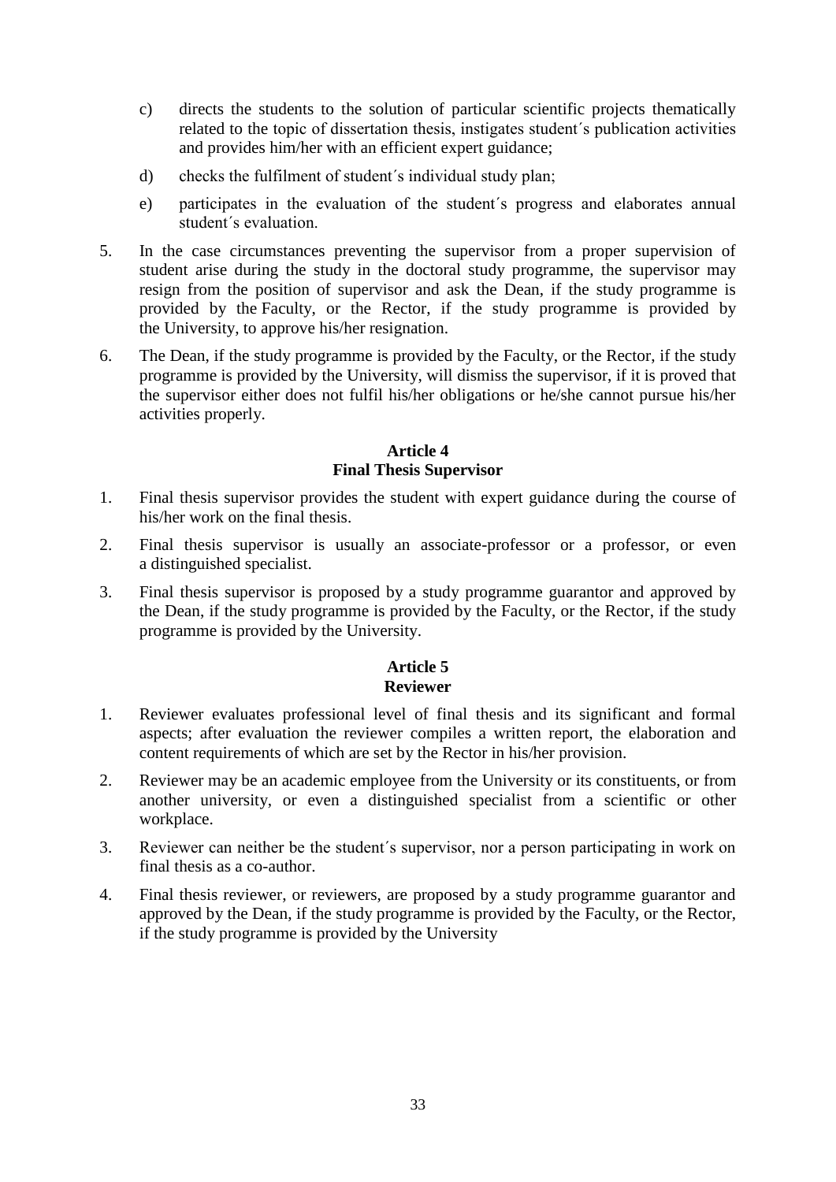c) directs the students to the solution of particular scientific projects thematically related to the topic of dissertation thesis, instigates student´s publication activities and provides him/her with an efficient expert guidance;

d) checks the fulfilment of student´s individual study plan;

e) participates in the evaluation of the student´s progress and elaborates annual student´s evaluation.

5. In the case circumstances preventing the supervisor from a proper supervision of student arise during the study in the doctoral study programme, the supervisor may resign from the position of supervisor and ask the Dean, if the study programme is provided by the Faculty, or the Rector, if the study programme is provided by the University, to approve his/her resignation.

6. The Dean, if the study programme is provided by the Faculty, or the Rector, if the study programme is provided by the University, will dismiss the supervisor, if it is proved that the supervisor either does not fulfil his/her obligations or he/she cannot pursue his/her activities properly.

### Article 4
### Final Thesis Supervisor

1. Final thesis supervisor provides the student with expert guidance during the course of his/her work on the final thesis.

2. Final thesis supervisor is usually an associate-professor or a professor, or even a distinguished specialist.

3. Final thesis supervisor is proposed by a study programme guarantor and approved by the Dean, if the study programme is provided by the Faculty, or the Rector, if the study programme is provided by the University.

### Article 5
### Reviewer

1. Reviewer evaluates professional level of final thesis and its significant and formal aspects; after evaluation the reviewer compiles a written report, the elaboration and content requirements of which are set by the Rector in his/her provision.

2. Reviewer may be an academic employee from the University or its constituents, or from another university, or even a distinguished specialist from a scientific or other workplace.

3. Reviewer can neither be the student´s supervisor, nor a person participating in work on final thesis as a co-author.

4. Final thesis reviewer, or reviewers, are proposed by a study programme guarantor and approved by the Dean, if the study programme is provided by the Faculty, or the Rector, if the study programme is provided by the University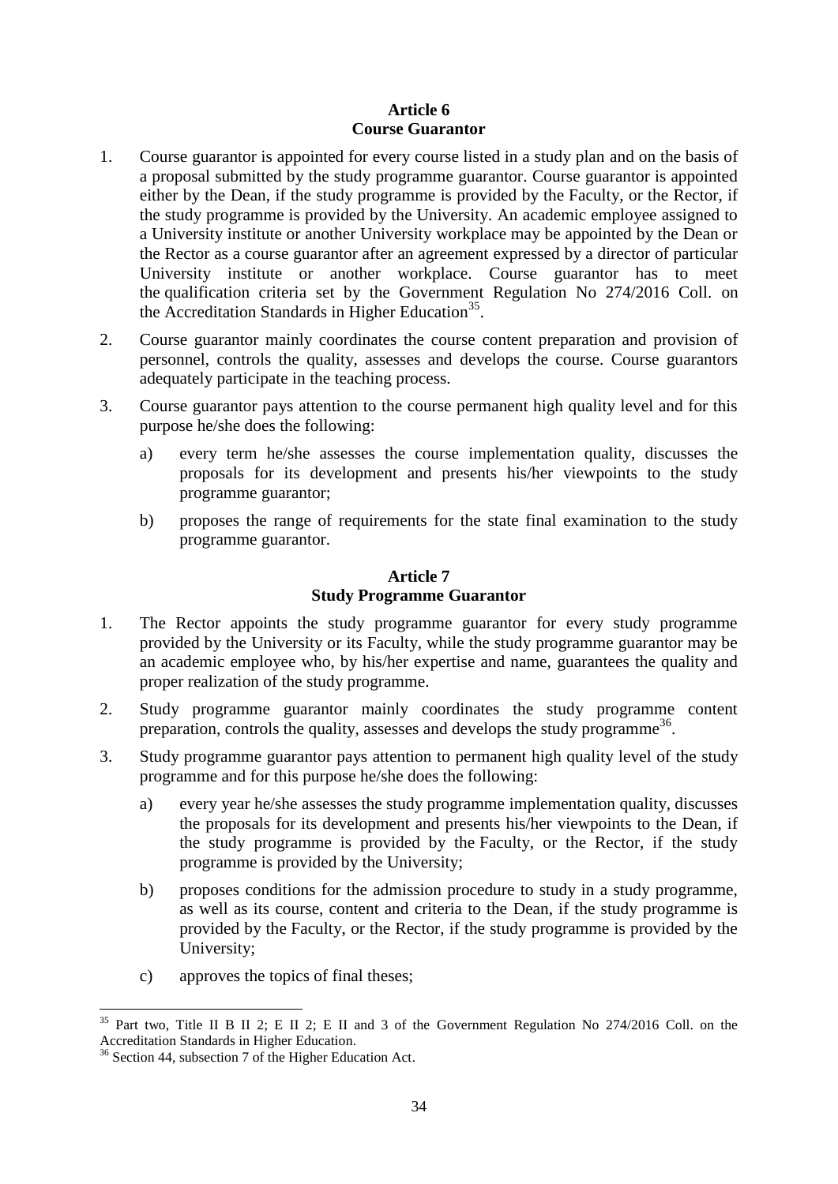## Article 6
## Course Guarantor

1. Course guarantor is appointed for every course listed in a study plan and on the basis of a proposal submitted by the study programme guarantor. Course guarantor is appointed either by the Dean, if the study programme is provided by the Faculty, or the Rector, if the study programme is provided by the University. An academic employee assigned to a University institute or another University workplace may be appointed by the Dean or the Rector as a course guarantor after an agreement expressed by a director of particular University institute or another workplace. Course guarantor has to meet the qualification criteria set by the Government Regulation No 274/2016 Coll. on the Accreditation Standards in Higher Education[35].

2. Course guarantor mainly coordinates the course content preparation and provision of personnel, controls the quality, assesses and develops the course. Course guarantors adequately participate in the teaching process.

3. Course guarantor pays attention to the course permanent high quality level and for this purpose he/she does the following:

   a) every term he/she assesses the course implementation quality, discusses the proposals for its development and presents his/her viewpoints to the study programme guarantor;

   b) proposes the range of requirements for the state final examination to the study programme guarantor.

## Article 7
## Study Programme Guarantor

1. The Rector appoints the study programme guarantor for every study programme provided by the University or its Faculty, while the study programme guarantor may be an academic employee who, by his/her expertise and name, guarantees the quality and proper realization of the study programme.

2. Study programme guarantor mainly coordinates the study programme content preparation, controls the quality, assesses and develops the study programme[36].

3. Study programme guarantor pays attention to permanent high quality level of the study programme and for this purpose he/she does the following:

   a) every year he/she assesses the study programme implementation quality, discusses the proposals for its development and presents his/her viewpoints to the Dean, if the study programme is provided by the Faculty, or the Rector, if the study programme is provided by the University;

   b) proposes conditions for the admission procedure to study in a study programme, as well as its course, content and criteria to the Dean, if the study programme is provided by the Faculty, or the Rector, if the study programme is provided by the University;

   c) approves the topics of final theses;

---

[35] Part two, Title II B II 2; E II 2; E II and 3 of the Government Regulation No 274/2016 Coll. on the Accreditation Standards in Higher Education.

[36] Section 44, subsection 7 of the Higher Education Act.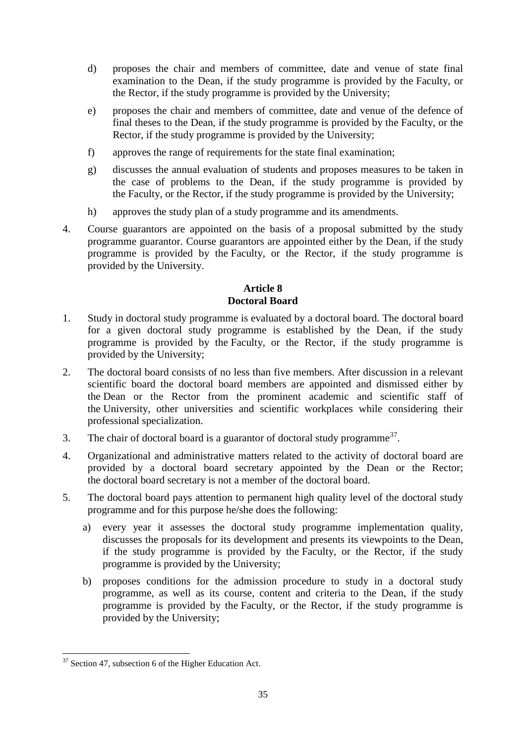d) proposes the chair and members of committee, date and venue of state final examination to the Dean, if the study programme is provided by the Faculty, or the Rector, if the study programme is provided by the University;

e) proposes the chair and members of committee, date and venue of the defence of final theses to the Dean, if the study programme is provided by the Faculty, or the Rector, if the study programme is provided by the University;

f) approves the range of requirements for the state final examination;

g) discusses the annual evaluation of students and proposes measures to be taken in the case of problems to the Dean, if the study programme is provided by the Faculty, or the Rector, if the study programme is provided by the University;

h) approves the study plan of a study programme and its amendments.

4. Course guarantors are appointed on the basis of a proposal submitted by the study programme guarantor. Course guarantors are appointed either by the Dean, if the study programme is provided by the Faculty, or the Rector, if the study programme is provided by the University.

### Article 8
### Doctoral Board

1. Study in doctoral study programme is evaluated by a doctoral board. The doctoral board for a given doctoral study programme is established by the Dean, if the study programme is provided by the Faculty, or the Rector, if the study programme is provided by the University;

2. The doctoral board consists of no less than five members. After discussion in a relevant scientific board the doctoral board members are appointed and dismissed either by the Dean or the Rector from the prominent academic and scientific staff of the University, other universities and scientific workplaces while considering their professional specialization.

3. The chair of doctoral board is a guarantor of doctoral study programme[37].

4. Organizational and administrative matters related to the activity of doctoral board are provided by a doctoral board secretary appointed by the Dean or the Rector; the doctoral board secretary is not a member of the doctoral board.

5. The doctoral board pays attention to permanent high quality level of the doctoral study programme and for this purpose he/she does the following:

   a) every year it assesses the doctoral study programme implementation quality, discusses the proposals for its development and presents its viewpoints to the Dean, if the study programme is provided by the Faculty, or the Rector, if the study programme is provided by the University;

   b) proposes conditions for the admission procedure to study in a doctoral study programme, as well as its course, content and criteria to the Dean, if the study programme is provided by the Faculty, or the Rector, if the study programme is provided by the University;

[37] Section 47, subsection 6 of the Higher Education Act.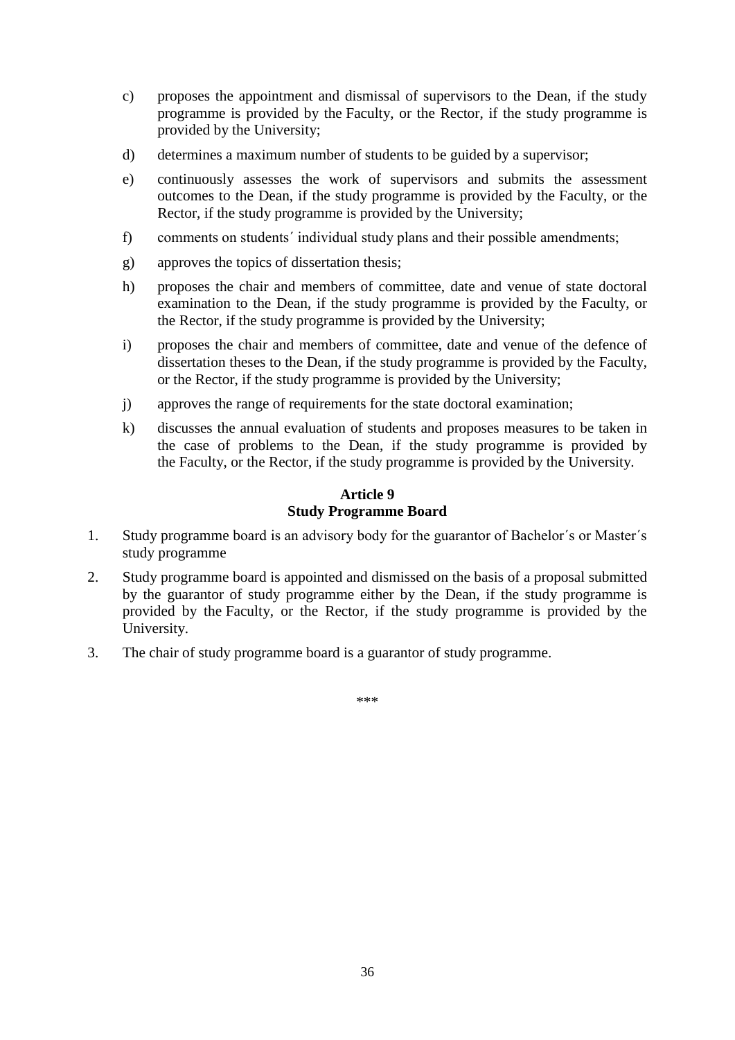c) proposes the appointment and dismissal of supervisors to the Dean, if the study programme is provided by the Faculty, or the Rector, if the study programme is provided by the University;

d) determines a maximum number of students to be guided by a supervisor;

e) continuously assesses the work of supervisors and submits the assessment outcomes to the Dean, if the study programme is provided by the Faculty, or the Rector, if the study programme is provided by the University;

f) comments on students´ individual study plans and their possible amendments;

g) approves the topics of dissertation thesis;

h) proposes the chair and members of committee, date and venue of state doctoral examination to the Dean, if the study programme is provided by the Faculty, or the Rector, if the study programme is provided by the University;

i) proposes the chair and members of committee, date and venue of the defence of dissertation theses to the Dean, if the study programme is provided by the Faculty, or the Rector, if the study programme is provided by the University;

j) approves the range of requirements for the state doctoral examination;

k) discusses the annual evaluation of students and proposes measures to be taken in the case of problems to the Dean, if the study programme is provided by the Faculty, or the Rector, if the study programme is provided by the University.

**Article 9**
**Study Programme Board**

1. Study programme board is an advisory body for the guarantor of Bachelor´s or Master´s study programme

2. Study programme board is appointed and dismissed on the basis of a proposal submitted by the guarantor of study programme either by the Dean, if the study programme is provided by the Faculty, or the Rector, if the study programme is provided by the University.

3. The chair of study programme board is a guarantor of study programme.

\*\*\*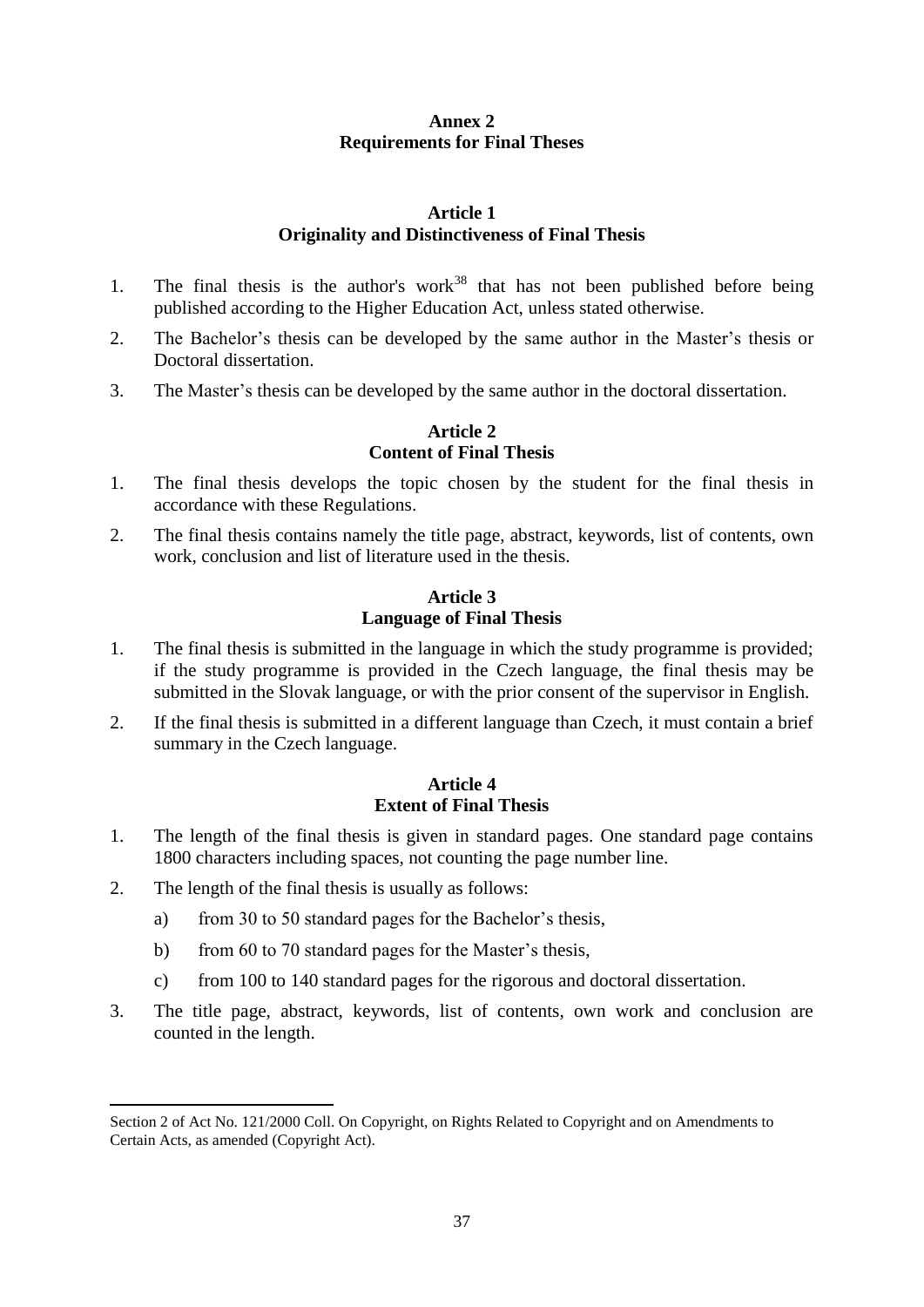**Annex 2**
**Requirements for Final Theses**

**Article 1**
**Originality and Distinctiveness of Final Thesis**

1. The final thesis is the author's work[38] that has not been published before being published according to the Higher Education Act, unless stated otherwise.
2. The Bachelor's thesis can be developed by the same author in the Master's thesis or Doctoral dissertation.
3. The Master's thesis can be developed by the same author in the doctoral dissertation.

**Article 2**
**Content of Final Thesis**

1. The final thesis develops the topic chosen by the student for the final thesis in accordance with these Regulations.
2. The final thesis contains namely the title page, abstract, keywords, list of contents, own work, conclusion and list of literature used in the thesis.

**Article 3**
**Language of Final Thesis**

1. The final thesis is submitted in the language in which the study programme is provided; if the study programme is provided in the Czech language, the final thesis may be submitted in the Slovak language, or with the prior consent of the supervisor in English.
2. If the final thesis is submitted in a different language than Czech, it must contain a brief summary in the Czech language.

**Article 4**
**Extent of Final Thesis**

1. The length of the final thesis is given in standard pages. One standard page contains 1800 characters including spaces, not counting the page number line.
2. The length of the final thesis is usually as follows:
    a) from 30 to 50 standard pages for the Bachelor's thesis,
    b) from 60 to 70 standard pages for the Master's thesis,
    c) from 100 to 140 standard pages for the rigorous and doctoral dissertation.
3. The title page, abstract, keywords, list of contents, own work and conclusion are counted in the length.

---

[38] Section 2 of Act No. 121/2000 Coll. On Copyright, on Rights Related to Copyright and on Amendments to Certain Acts, as amended (Copyright Act).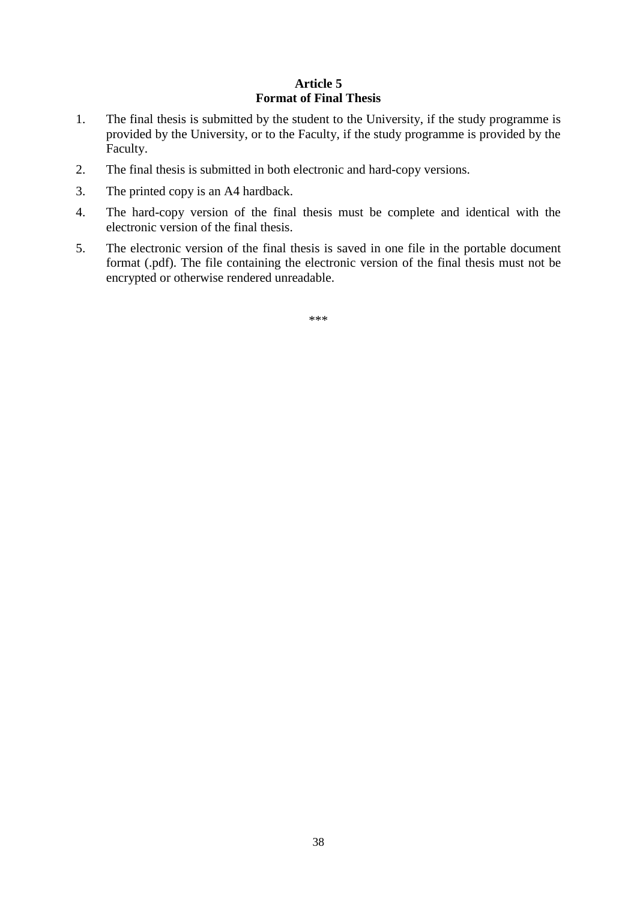**Article 5**
**Format of Final Thesis**

1. The final thesis is submitted by the student to the University, if the study programme is provided by the University, or to the Faculty, if the study programme is provided by the Faculty.
2. The final thesis is submitted in both electronic and hard-copy versions.
3. The printed copy is an A4 hardback.
4. The hard-copy version of the final thesis must be complete and identical with the electronic version of the final thesis.
5. The electronic version of the final thesis is saved in one file in the portable document format (.pdf). The file containing the electronic version of the final thesis must not be encrypted or otherwise rendered unreadable.

***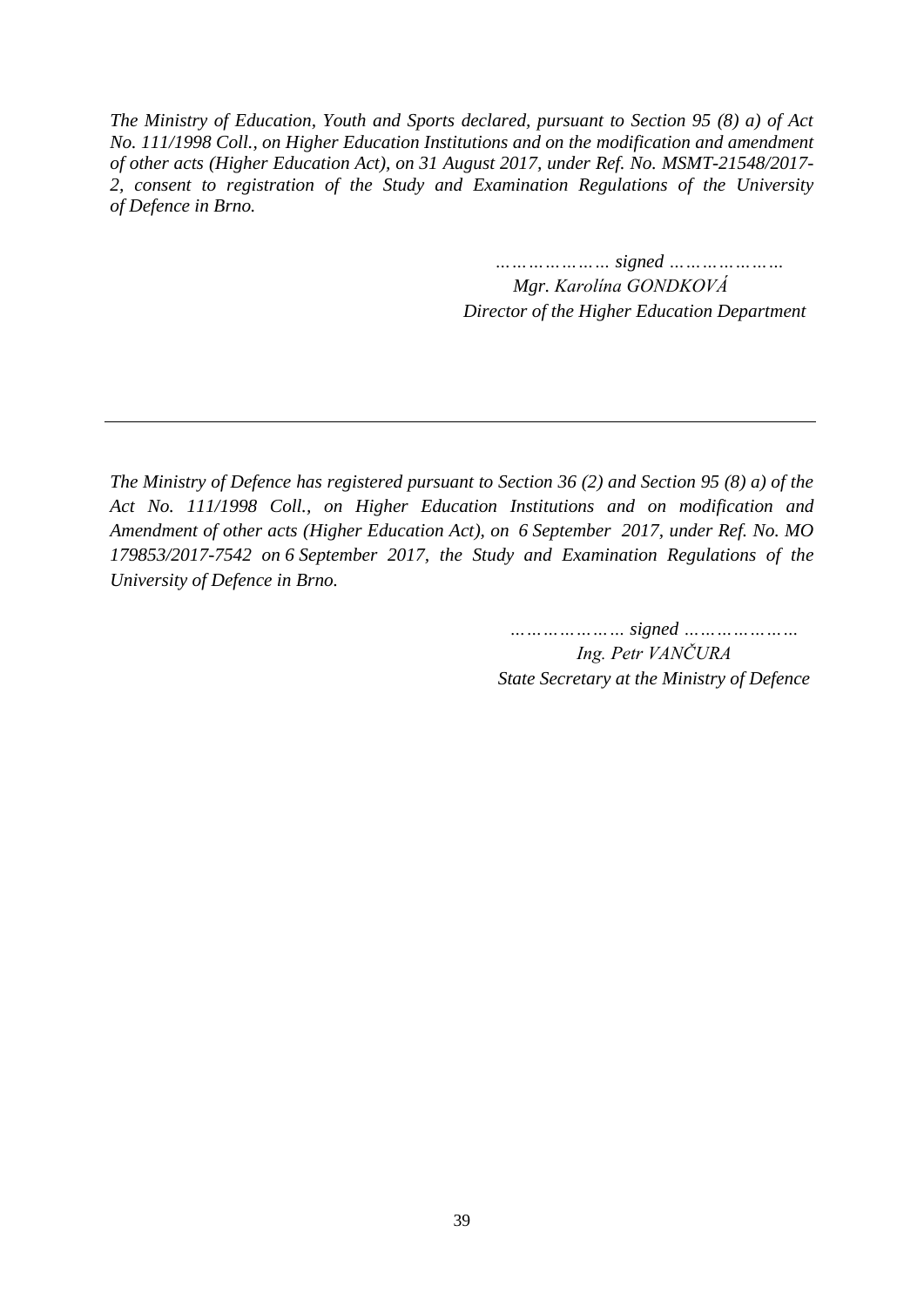*The Ministry of Education, Youth and Sports declared, pursuant to Section 95 (8) a) of Act No. 111/1998 Coll., on Higher Education Institutions and on the modification and amendment of other acts (Higher Education Act), on 31 August 2017, under Ref. No. MSMT-21548/2017-2, consent to registration of the Study and Examination Regulations of the University of Defence in Brno.*

*………………… signed …………………*
*Mgr. Karolína GONDKOVÁ*
*Director of the Higher Education Department*

---

*The Ministry of Defence has registered pursuant to Section 36 (2) and Section 95 (8) a) of the Act No. 111/1998 Coll., on Higher Education Institutions and on modification and Amendment of other acts (Higher Education Act), on 6 September 2017, under Ref. No. MO 179853/2017-7542 on 6 September 2017, the Study and Examination Regulations of the University of Defence in Brno.*

*………………… signed …………………*
*Ing. Petr VANČURA*
*State Secretary at the Ministry of Defence*